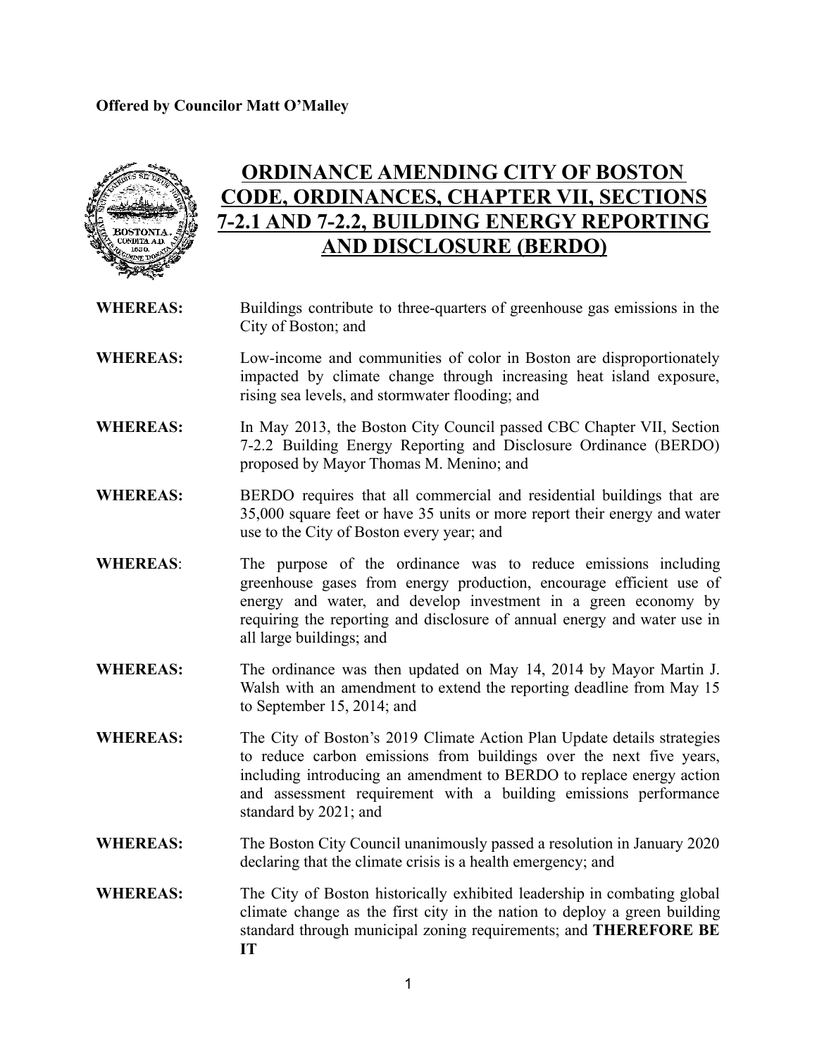**Offered by Councilor Matt O'Malley**

# ORDINANCE AMENDING CITY OF BOSTON CODE, ORDINANCES, CHAPTER VII, SECTIONS 7-2.1 AND 7-2.2, BUILDING ENERGY REPORTING AND DISCLOSURE (BERDO)

**WHEREAS:** Buildings contribute to three-quarters of greenhouse gas emissions in the City of Boston; and

**WHEREAS:** Low-income and communities of color in Boston are disproportionately impacted by climate change through increasing heat island exposure, rising sea levels, and stormwater flooding; and

**WHEREAS:** In May 2013, the Boston City Council passed CBC Chapter VII, Section 7-2.2 Building Energy Reporting and Disclosure Ordinance (BERDO) proposed by Mayor Thomas M. Menino; and

**WHEREAS:** BERDO requires that all commercial and residential buildings that are 35,000 square feet or have 35 units or more report their energy and water use to the City of Boston every year; and

**WHEREAS**: The purpose of the ordinance was to reduce emissions including greenhouse gases from energy production, encourage efficient use of energy and water, and develop investment in a green economy by requiring the reporting and disclosure of annual energy and water use in all large buildings; and

**WHEREAS:** The ordinance was then updated on May 14, 2014 by Mayor Martin J. Walsh with an amendment to extend the reporting deadline from May 15 to September 15, 2014; and

**WHEREAS:** The City of Boston's 2019 Climate Action Plan Update details strategies to reduce carbon emissions from buildings over the next five years, including introducing an amendment to BERDO to replace energy action and assessment requirement with a building emissions performance standard by 2021; and

**WHEREAS:** The Boston City Council unanimously passed a resolution in January 2020 declaring that the climate crisis is a health emergency; and

**WHEREAS:** The City of Boston historically exhibited leadership in combating global climate change as the first city in the nation to deploy a green building standard through municipal zoning requirements; and **THEREFORE BE IT**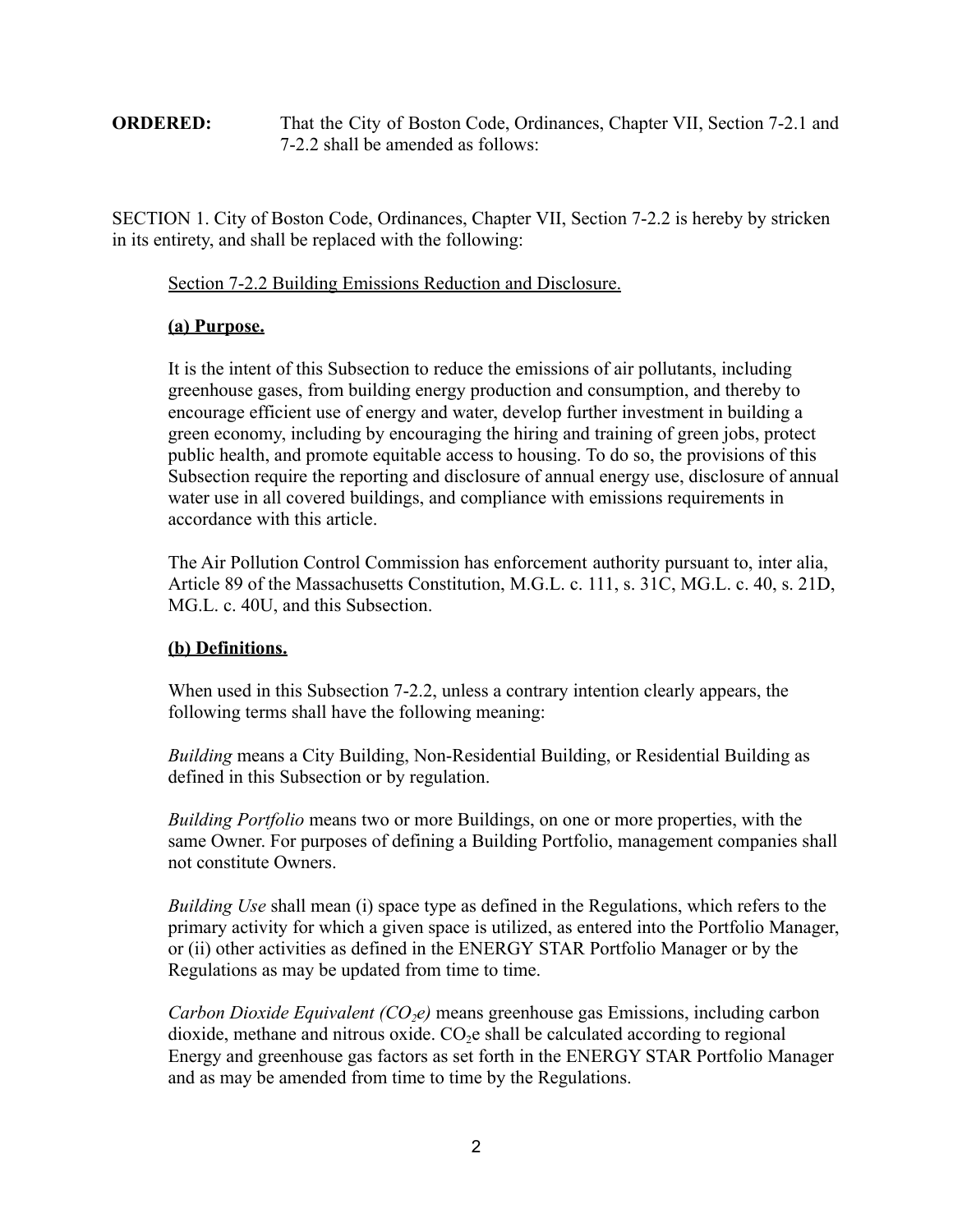**ORDERED:** That the City of Boston Code, Ordinances, Chapter VII, Section 7-2.1 and 7-2.2 shall be amended as follows:

SECTION 1. City of Boston Code, Ordinances, Chapter VII, Section 7-2.2 is hereby by stricken in its entirety, and shall be replaced with the following:

Section 7-2.2 Building Emissions Reduction and Disclosure.

**(a) Purpose.**

It is the intent of this Subsection to reduce the emissions of air pollutants, including greenhouse gases, from building energy production and consumption, and thereby to encourage efficient use of energy and water, develop further investment in building a green economy, including by encouraging the hiring and training of green jobs, protect public health, and promote equitable access to housing. To do so, the provisions of this Subsection require the reporting and disclosure of annual energy use, disclosure of annual water use in all covered buildings, and compliance with emissions requirements in accordance with this article.

The Air Pollution Control Commission has enforcement authority pursuant to, inter alia, Article 89 of the Massachusetts Constitution, M.G.L. c. 111, s. 31C, MG.L. c. 40, s. 21D, MG.L. c. 40U, and this Subsection.

**(b) Definitions.**

When used in this Subsection 7-2.2, unless a contrary intention clearly appears, the following terms shall have the following meaning:

*Building* means a City Building, Non-Residential Building, or Residential Building as defined in this Subsection or by regulation.

*Building Portfolio* means two or more Buildings, on one or more properties, with the same Owner. For purposes of defining a Building Portfolio, management companies shall not constitute Owners.

*Building Use* shall mean (i) space type as defined in the Regulations, which refers to the primary activity for which a given space is utilized, as entered into the Portfolio Manager, or (ii) other activities as defined in the ENERGY STAR Portfolio Manager or by the Regulations as may be updated from time to time.

*Carbon Dioxide Equivalent ($CO_2e$)* means greenhouse gas Emissions, including carbon dioxide, methane and nitrous oxide. $CO_2e$ shall be calculated according to regional Energy and greenhouse gas factors as set forth in the ENERGY STAR Portfolio Manager and as may be amended from time to time by the Regulations.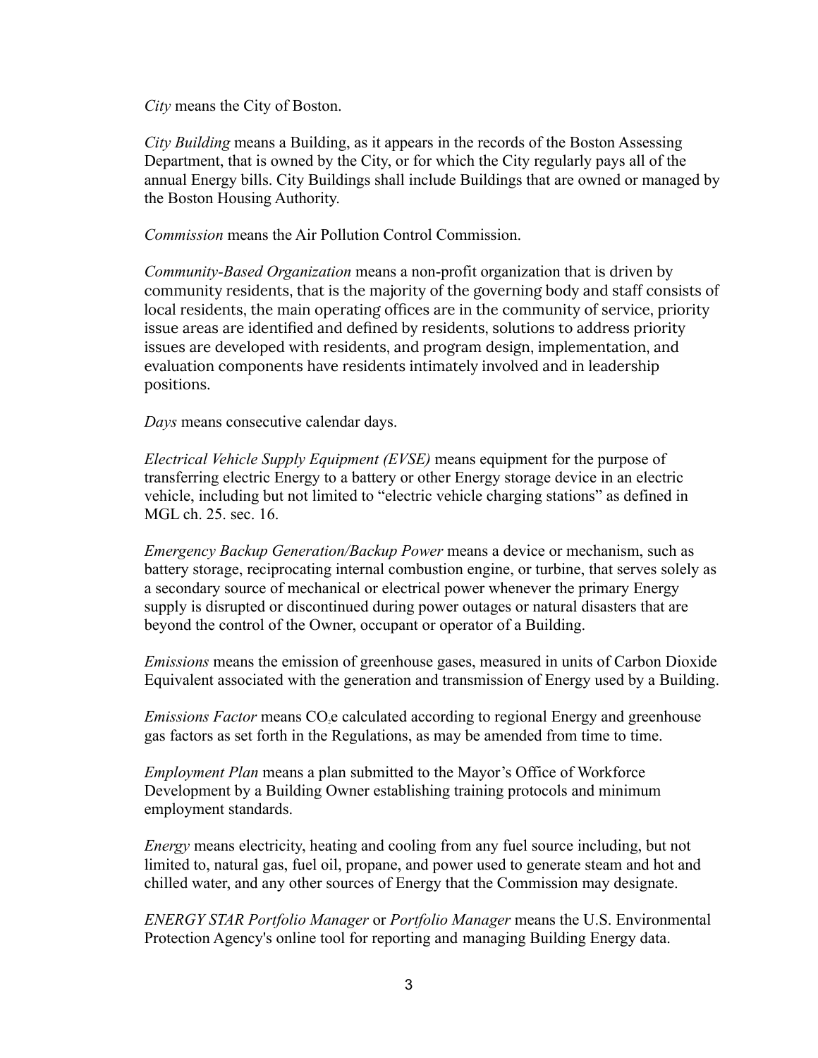*City* means the City of Boston.

*City Building* means a Building, as it appears in the records of the Boston Assessing Department, that is owned by the City, or for which the City regularly pays all of the annual Energy bills. City Buildings shall include Buildings that are owned or managed by the Boston Housing Authority.

*Commission* means the Air Pollution Control Commission.

*Community-Based Organization* means a non-profit organization that is driven by community residents, that is the majority of the governing body and staff consists of local residents, the main operating offices are in the community of service, priority issue areas are identified and defined by residents, solutions to address priority issues are developed with residents, and program design, implementation, and evaluation components have residents intimately involved and in leadership positions.

*Days* means consecutive calendar days.

*Electrical Vehicle Supply Equipment (EVSE)* means equipment for the purpose of transferring electric Energy to a battery or other Energy storage device in an electric vehicle, including but not limited to "electric vehicle charging stations" as defined in MGL ch. 25. sec. 16.

*Emergency Backup Generation/Backup Power* means a device or mechanism, such as battery storage, reciprocating internal combustion engine, or turbine, that serves solely as a secondary source of mechanical or electrical power whenever the primary Energy supply is disrupted or discontinued during power outages or natural disasters that are beyond the control of the Owner, occupant or operator of a Building.

*Emissions* means the emission of greenhouse gases, measured in units of Carbon Dioxide Equivalent associated with the generation and transmission of Energy used by a Building.

*Emissions Factor* means $CO_2e$ calculated according to regional Energy and greenhouse gas factors as set forth in the Regulations, as may be amended from time to time.

*Employment Plan* means a plan submitted to the Mayor's Office of Workforce Development by a Building Owner establishing training protocols and minimum employment standards.

*Energy* means electricity, heating and cooling from any fuel source including, but not limited to, natural gas, fuel oil, propane, and power used to generate steam and hot and chilled water, and any other sources of Energy that the Commission may designate.

*ENERGY STAR Portfolio Manager* or *Portfolio Manager* means the U.S. Environmental Protection Agency's online tool for reporting and managing Building Energy data.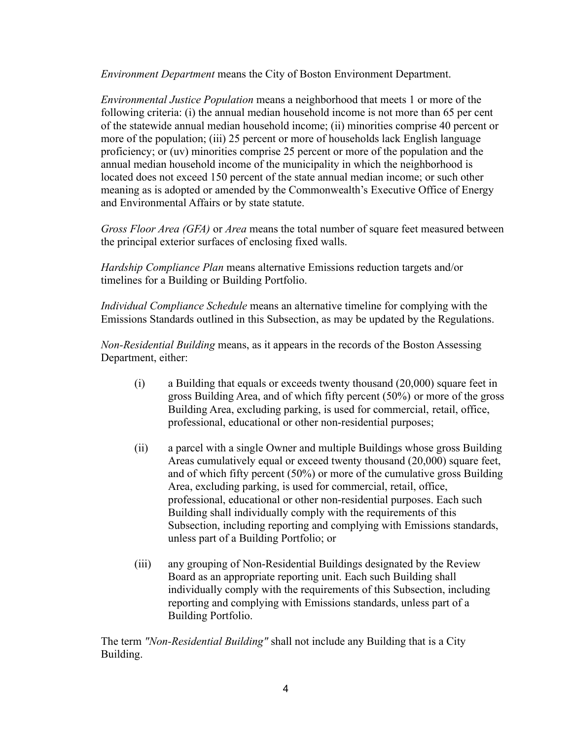*Environment Department* means the City of Boston Environment Department.

*Environmental Justice Population* means a neighborhood that meets 1 or more of the following criteria: (i) the annual median household income is not more than 65 per cent of the statewide annual median household income; (ii) minorities comprise 40 percent or more of the population; (iii) 25 percent or more of households lack English language proficiency; or (uv) minorities comprise 25 percent or more of the population and the annual median household income of the municipality in which the neighborhood is located does not exceed 150 percent of the state annual median income; or such other meaning as is adopted or amended by the Commonwealth's Executive Office of Energy and Environmental Affairs or by state statute.

*Gross Floor Area (GFA)* or *Area* means the total number of square feet measured between the principal exterior surfaces of enclosing fixed walls.

*Hardship Compliance Plan* means alternative Emissions reduction targets and/or timelines for a Building or Building Portfolio.

*Individual Compliance Schedule* means an alternative timeline for complying with the Emissions Standards outlined in this Subsection, as may be updated by the Regulations.

*Non-Residential Building* means, as it appears in the records of the Boston Assessing Department, either:

(i) a Building that equals or exceeds twenty thousand (20,000) square feet in gross Building Area, and of which fifty percent (50%) or more of the gross Building Area, excluding parking, is used for commercial, retail, office, professional, educational or other non-residential purposes;

(ii) a parcel with a single Owner and multiple Buildings whose gross Building Areas cumulatively equal or exceed twenty thousand (20,000) square feet, and of which fifty percent (50%) or more of the cumulative gross Building Area, excluding parking, is used for commercial, retail, office, professional, educational or other non-residential purposes. Each such Building shall individually comply with the requirements of this Subsection, including reporting and complying with Emissions standards, unless part of a Building Portfolio; or

(iii) any grouping of Non-Residential Buildings designated by the Review Board as an appropriate reporting unit. Each such Building shall individually comply with the requirements of this Subsection, including reporting and complying with Emissions standards, unless part of a Building Portfolio.

The term *"Non-Residential Building"* shall not include any Building that is a City Building.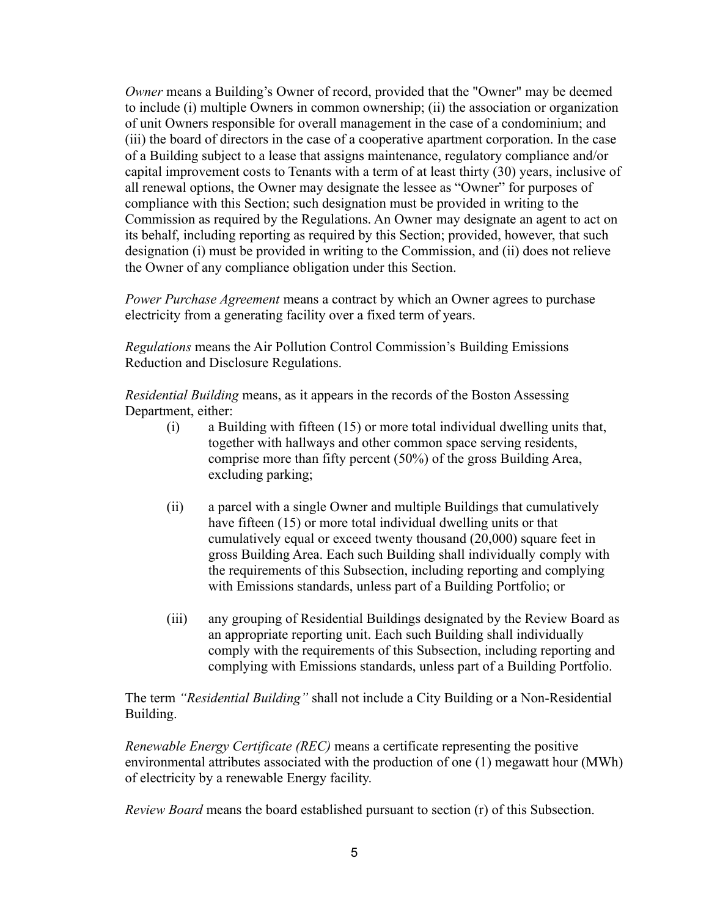*Owner* means a Building's Owner of record, provided that the "Owner" may be deemed to include (i) multiple Owners in common ownership; (ii) the association or organization of unit Owners responsible for overall management in the case of a condominium; and (iii) the board of directors in the case of a cooperative apartment corporation. In the case of a Building subject to a lease that assigns maintenance, regulatory compliance and/or capital improvement costs to Tenants with a term of at least thirty (30) years, inclusive of all renewal options, the Owner may designate the lessee as "Owner" for purposes of compliance with this Section; such designation must be provided in writing to the Commission as required by the Regulations. An Owner may designate an agent to act on its behalf, including reporting as required by this Section; provided, however, that such designation (i) must be provided in writing to the Commission, and (ii) does not relieve the Owner of any compliance obligation under this Section.

*Power Purchase Agreement* means a contract by which an Owner agrees to purchase electricity from a generating facility over a fixed term of years.

*Regulations* means the Air Pollution Control Commission's Building Emissions Reduction and Disclosure Regulations.

*Residential Building* means, as it appears in the records of the Boston Assessing Department, either:

(i) a Building with fifteen (15) or more total individual dwelling units that, together with hallways and other common space serving residents, comprise more than fifty percent (50%) of the gross Building Area, excluding parking;

(ii) a parcel with a single Owner and multiple Buildings that cumulatively have fifteen (15) or more total individual dwelling units or that cumulatively equal or exceed twenty thousand (20,000) square feet in gross Building Area. Each such Building shall individually comply with the requirements of this Subsection, including reporting and complying with Emissions standards, unless part of a Building Portfolio; or

(iii) any grouping of Residential Buildings designated by the Review Board as an appropriate reporting unit. Each such Building shall individually comply with the requirements of this Subsection, including reporting and complying with Emissions standards, unless part of a Building Portfolio.

The term *"Residential Building"* shall not include a City Building or a Non-Residential Building.

*Renewable Energy Certificate (REC)* means a certificate representing the positive environmental attributes associated with the production of one (1) megawatt hour (MWh) of electricity by a renewable Energy facility.

*Review Board* means the board established pursuant to section (r) of this Subsection.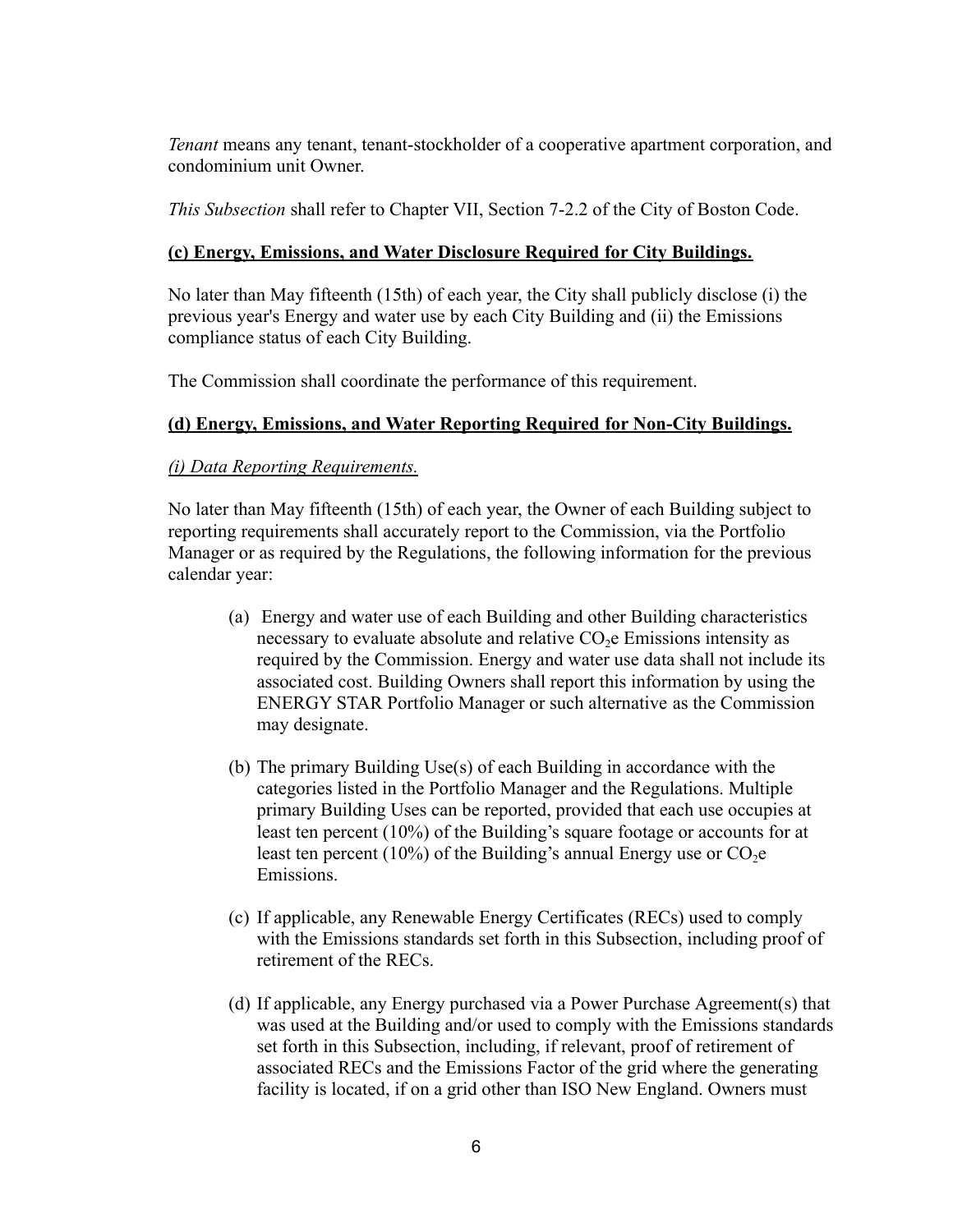*Tenant* means any tenant, tenant-stockholder of a cooperative apartment corporation, and condominium unit Owner.

*This Subsection* shall refer to Chapter VII, Section 7-2.2 of the City of Boston Code.

**(c) Energy, Emissions, and Water Disclosure Required for City Buildings.**

No later than May fifteenth (15th) of each year, the City shall publicly disclose (i) the previous year's Energy and water use by each City Building and (ii) the Emissions compliance status of each City Building.

The Commission shall coordinate the performance of this requirement.

**(d) Energy, Emissions, and Water Reporting Required for Non-City Buildings.**

*(i) Data Reporting Requirements.*

No later than May fifteenth (15th) of each year, the Owner of each Building subject to reporting requirements shall accurately report to the Commission, via the Portfolio Manager or as required by the Regulations, the following information for the previous calendar year:

(a) Energy and water use of each Building and other Building characteristics necessary to evaluate absolute and relative $CO_2e$ Emissions intensity as required by the Commission. Energy and water use data shall not include its associated cost. Building Owners shall report this information by using the ENERGY STAR Portfolio Manager or such alternative as the Commission may designate.

(b) The primary Building Use(s) of each Building in accordance with the categories listed in the Portfolio Manager and the Regulations. Multiple primary Building Uses can be reported, provided that each use occupies at least ten percent (10%) of the Building's square footage or accounts for at least ten percent (10%) of the Building's annual Energy use or $CO_2e$ Emissions.

(c) If applicable, any Renewable Energy Certificates (RECs) used to comply with the Emissions standards set forth in this Subsection, including proof of retirement of the RECs.

(d) If applicable, any Energy purchased via a Power Purchase Agreement(s) that was used at the Building and/or used to comply with the Emissions standards set forth in this Subsection, including, if relevant, proof of retirement of associated RECs and the Emissions Factor of the grid where the generating facility is located, if on a grid other than ISO New England. Owners must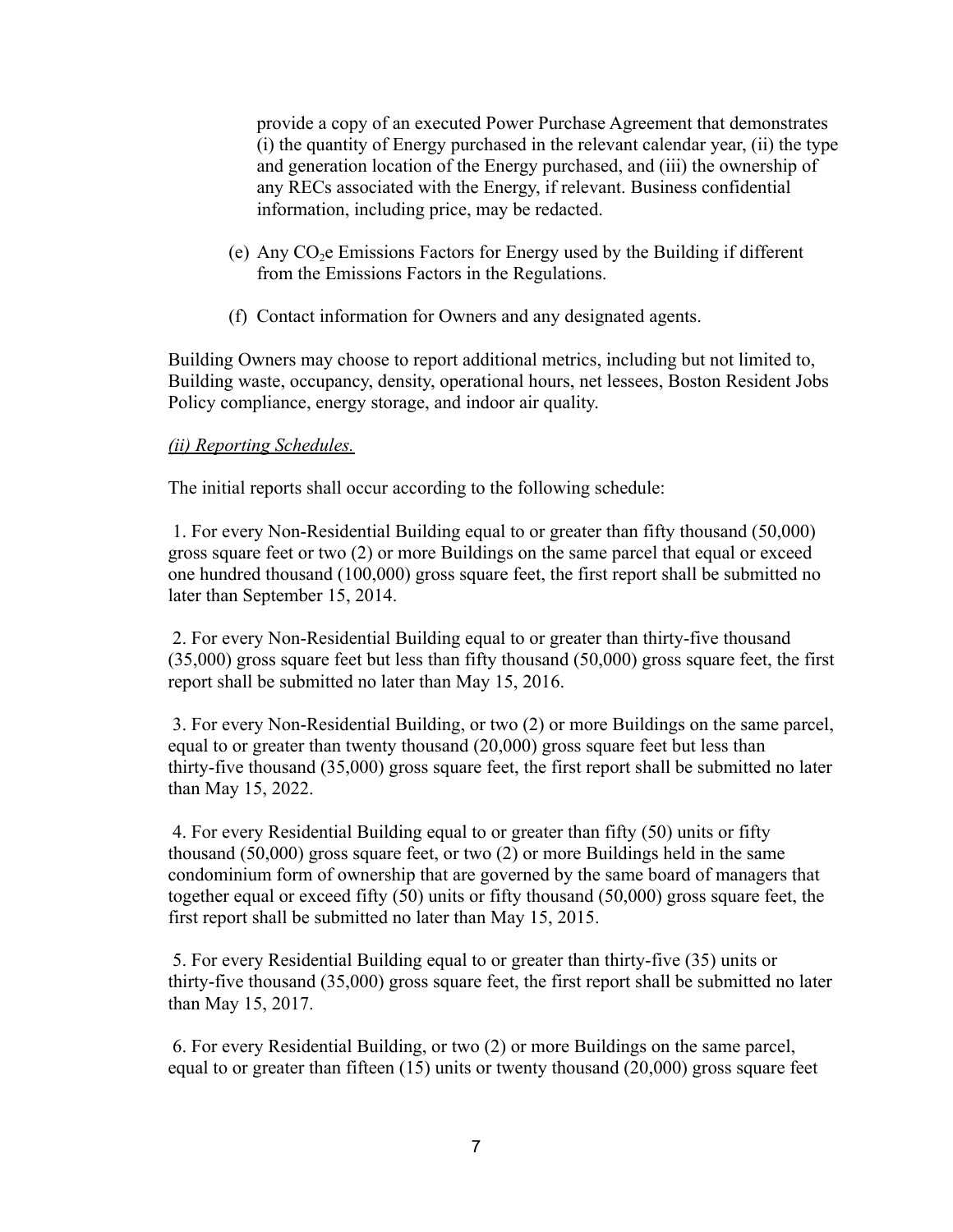provide a copy of an executed Power Purchase Agreement that demonstrates (i) the quantity of Energy purchased in the relevant calendar year, (ii) the type and generation location of the Energy purchased, and (iii) the ownership of any RECs associated with the Energy, if relevant. Business confidential information, including price, may be redacted.

(e) Any $CO_2$e Emissions Factors for Energy used by the Building if different from the Emissions Factors in the Regulations.

(f) Contact information for Owners and any designated agents.

Building Owners may choose to report additional metrics, including but not limited to, Building waste, occupancy, density, operational hours, net lessees, Boston Resident Jobs Policy compliance, energy storage, and indoor air quality.

*(ii) Reporting Schedules.*

The initial reports shall occur according to the following schedule:

1. For every Non-Residential Building equal to or greater than fifty thousand (50,000) gross square feet or two (2) or more Buildings on the same parcel that equal or exceed one hundred thousand (100,000) gross square feet, the first report shall be submitted no later than September 15, 2014.

2. For every Non-Residential Building equal to or greater than thirty-five thousand (35,000) gross square feet but less than fifty thousand (50,000) gross square feet, the first report shall be submitted no later than May 15, 2016.

3. For every Non-Residential Building, or two (2) or more Buildings on the same parcel, equal to or greater than twenty thousand (20,000) gross square feet but less than thirty-five thousand (35,000) gross square feet, the first report shall be submitted no later than May 15, 2022.

4. For every Residential Building equal to or greater than fifty (50) units or fifty thousand (50,000) gross square feet, or two (2) or more Buildings held in the same condominium form of ownership that are governed by the same board of managers that together equal or exceed fifty (50) units or fifty thousand (50,000) gross square feet, the first report shall be submitted no later than May 15, 2015.

5. For every Residential Building equal to or greater than thirty-five (35) units or thirty-five thousand (35,000) gross square feet, the first report shall be submitted no later than May 15, 2017.

6. For every Residential Building, or two (2) or more Buildings on the same parcel, equal to or greater than fifteen (15) units or twenty thousand (20,000) gross square feet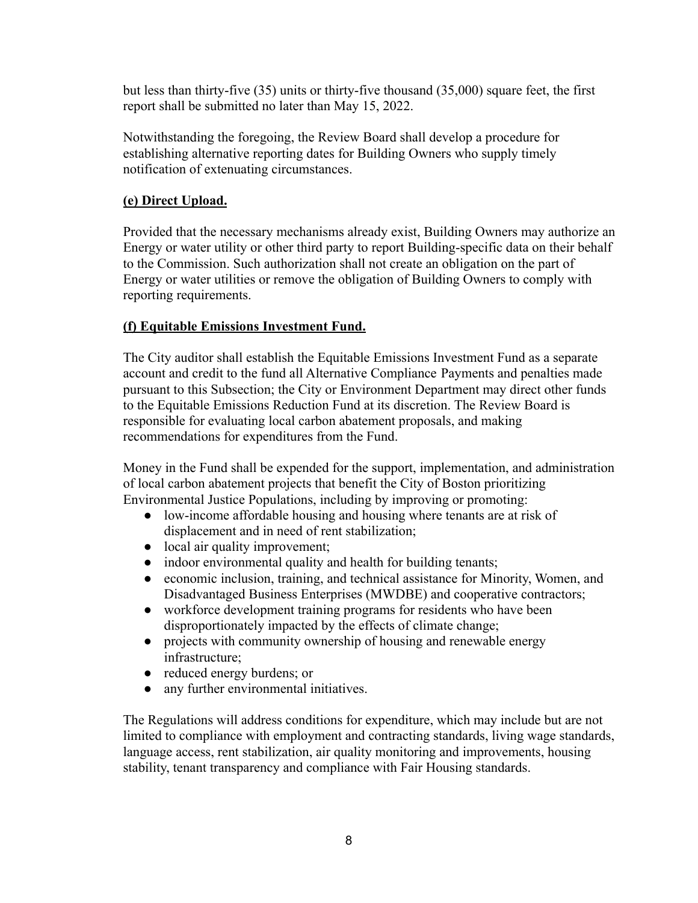but less than thirty-five (35) units or thirty-five thousand (35,000) square feet, the first report shall be submitted no later than May 15, 2022.

Notwithstanding the foregoing, the Review Board shall develop a procedure for establishing alternative reporting dates for Building Owners who supply timely notification of extenuating circumstances.

**(e) Direct Upload.**

Provided that the necessary mechanisms already exist, Building Owners may authorize an Energy or water utility or other third party to report Building-specific data on their behalf to the Commission. Such authorization shall not create an obligation on the part of Energy or water utilities or remove the obligation of Building Owners to comply with reporting requirements.

**(f) Equitable Emissions Investment Fund.**

The City auditor shall establish the Equitable Emissions Investment Fund as a separate account and credit to the fund all Alternative Compliance Payments and penalties made pursuant to this Subsection; the City or Environment Department may direct other funds to the Equitable Emissions Reduction Fund at its discretion. The Review Board is responsible for evaluating local carbon abatement proposals, and making recommendations for expenditures from the Fund.

Money in the Fund shall be expended for the support, implementation, and administration of local carbon abatement projects that benefit the City of Boston prioritizing Environmental Justice Populations, including by improving or promoting:

- low-income affordable housing and housing where tenants are at risk of displacement and in need of rent stabilization;
- local air quality improvement;
- indoor environmental quality and health for building tenants;
- economic inclusion, training, and technical assistance for Minority, Women, and Disadvantaged Business Enterprises (MWDBE) and cooperative contractors;
- workforce development training programs for residents who have been disproportionately impacted by the effects of climate change;
- projects with community ownership of housing and renewable energy infrastructure;
- reduced energy burdens; or
- any further environmental initiatives.

The Regulations will address conditions for expenditure, which may include but are not limited to compliance with employment and contracting standards, living wage standards, language access, rent stabilization, air quality monitoring and improvements, housing stability, tenant transparency and compliance with Fair Housing standards.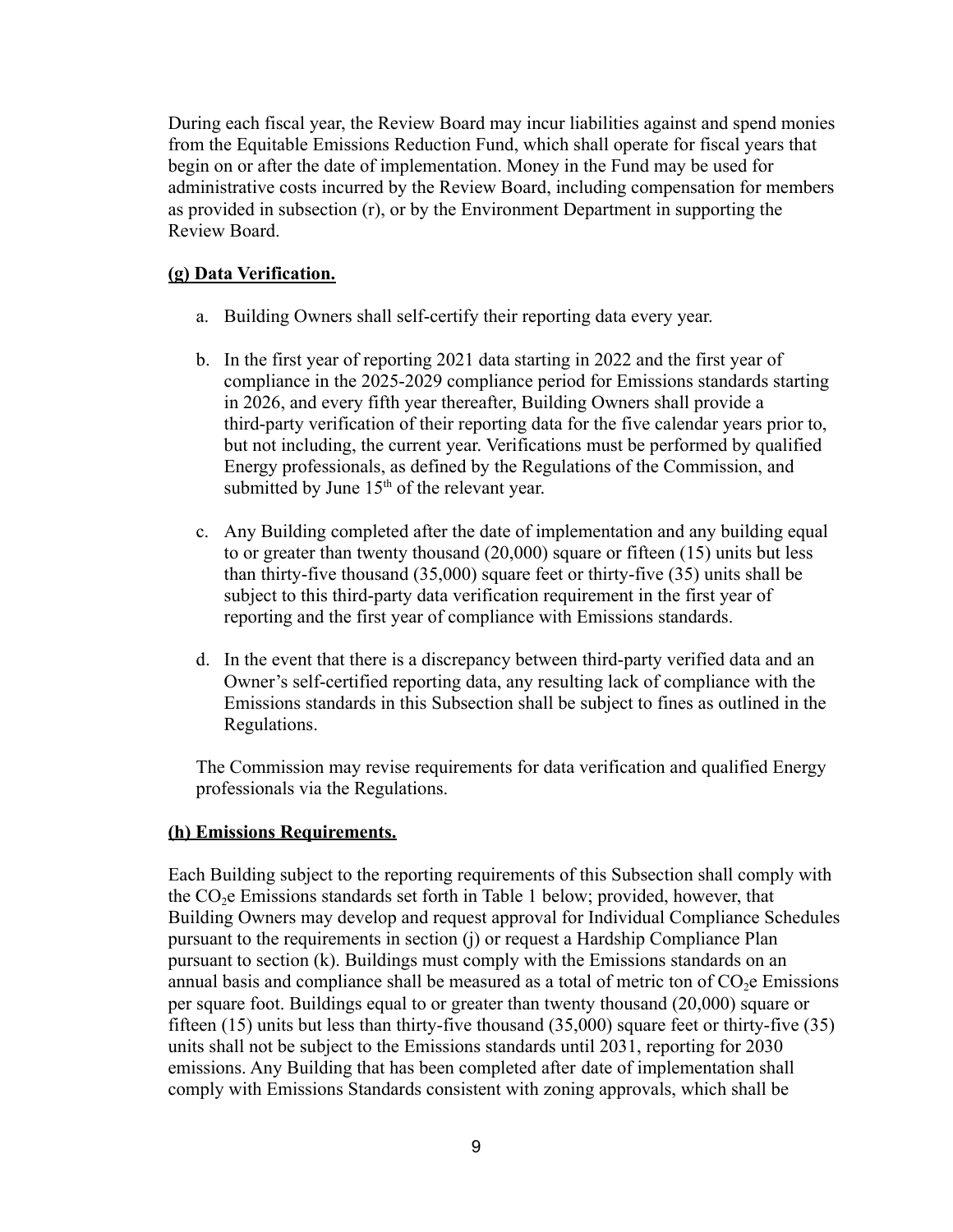During each fiscal year, the Review Board may incur liabilities against and spend monies from the Equitable Emissions Reduction Fund, which shall operate for fiscal years that begin on or after the date of implementation. Money in the Fund may be used for administrative costs incurred by the Review Board, including compensation for members as provided in subsection (r), or by the Environment Department in supporting the Review Board.

**(g) Data Verification.**

a. Building Owners shall self-certify their reporting data every year.

b. In the first year of reporting 2021 data starting in 2022 and the first year of compliance in the 2025-2029 compliance period for Emissions standards starting in 2026, and every fifth year thereafter, Building Owners shall provide a third-party verification of their reporting data for the five calendar years prior to, but not including, the current year. Verifications must be performed by qualified Energy professionals, as defined by the Regulations of the Commission, and submitted by June 15th of the relevant year.

c. Any Building completed after the date of implementation and any building equal to or greater than twenty thousand (20,000) square or fifteen (15) units but less than thirty-five thousand (35,000) square feet or thirty-five (35) units shall be subject to this third-party data verification requirement in the first year of reporting and the first year of compliance with Emissions standards.

d. In the event that there is a discrepancy between third-party verified data and an Owner's self-certified reporting data, any resulting lack of compliance with the Emissions standards in this Subsection shall be subject to fines as outlined in the Regulations.

The Commission may revise requirements for data verification and qualified Energy professionals via the Regulations.

**(h) Emissions Requirements.**

Each Building subject to the reporting requirements of this Subsection shall comply with the $CO_2e$ Emissions standards set forth in Table 1 below; provided, however, that Building Owners may develop and request approval for Individual Compliance Schedules pursuant to the requirements in section (j) or request a Hardship Compliance Plan pursuant to section (k). Buildings must comply with the Emissions standards on an annual basis and compliance shall be measured as a total of metric ton of $CO_2e$ Emissions per square foot. Buildings equal to or greater than twenty thousand (20,000) square or fifteen (15) units but less than thirty-five thousand (35,000) square feet or thirty-five (35) units shall not be subject to the Emissions standards until 2031, reporting for 2030 emissions. Any Building that has been completed after date of implementation shall comply with Emissions Standards consistent with zoning approvals, which shall be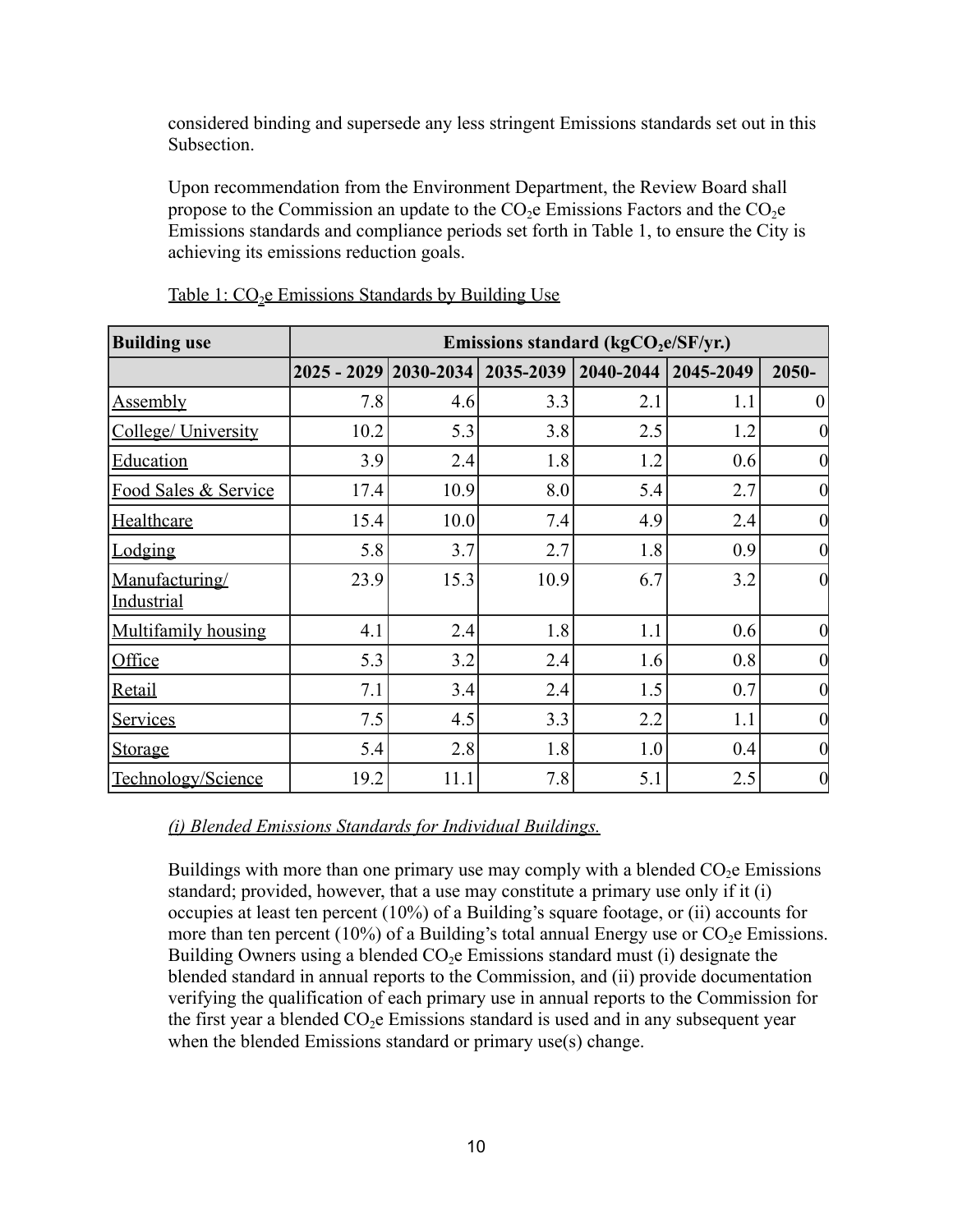considered binding and supersede any less stringent Emissions standards set out in this Subsection.

Upon recommendation from the Environment Department, the Review Board shall propose to the Commission an update to the $CO_2$e Emissions Factors and the $CO_2$e Emissions standards and compliance periods set forth in Table 1, to ensure the City is achieving its emissions reduction goals.

Table 1: $CO_2$e Emissions Standards by Building Use

| **Building use** | **Emissions standard (kg$CO_2$e/SF/yr.)** | | | | | |
|---|---|---|---|---|---|---|
| | **2025 - 2029** | **2030-2034** | **2035-2039** | **2040-2044** | **2045-2049** | **2050-** |
| Assembly | 7.8 | 4.6 | 3.3 | 2.1 | 1.1 | 0 |
| College/ University | 10.2 | 5.3 | 3.8 | 2.5 | 1.2 | 0 |
| Education | 3.9 | 2.4 | 1.8 | 1.2 | 0.6 | 0 |
| Food Sales & Service | 17.4 | 10.9 | 8.0 | 5.4 | 2.7 | 0 |
| Healthcare | 15.4 | 10.0 | 7.4 | 4.9 | 2.4 | 0 |
| Lodging | 5.8 | 3.7 | 2.7 | 1.8 | 0.9 | 0 |
| Manufacturing/ Industrial | 23.9 | 15.3 | 10.9 | 6.7 | 3.2 | 0 |
| Multifamily housing | 4.1 | 2.4 | 1.8 | 1.1 | 0.6 | 0 |
| Office | 5.3 | 3.2 | 2.4 | 1.6 | 0.8 | 0 |
| Retail | 7.1 | 3.4 | 2.4 | 1.5 | 0.7 | 0 |
| Services | 7.5 | 4.5 | 3.3 | 2.2 | 1.1 | 0 |
| Storage | 5.4 | 2.8 | 1.8 | 1.0 | 0.4 | 0 |
| Technology/Science | 19.2 | 11.1 | 7.8 | 5.1 | 2.5 | 0 |

*(i) Blended Emissions Standards for Individual Buildings.*

Buildings with more than one primary use may comply with a blended $CO_2$e Emissions standard; provided, however, that a use may constitute a primary use only if it (i) occupies at least ten percent (10%) of a Building's square footage, or (ii) accounts for more than ten percent (10%) of a Building's total annual Energy use or $CO_2$e Emissions. Building Owners using a blended $CO_2$e Emissions standard must (i) designate the blended standard in annual reports to the Commission, and (ii) provide documentation verifying the qualification of each primary use in annual reports to the Commission for the first year a blended $CO_2$e Emissions standard is used and in any subsequent year when the blended Emissions standard or primary use(s) change.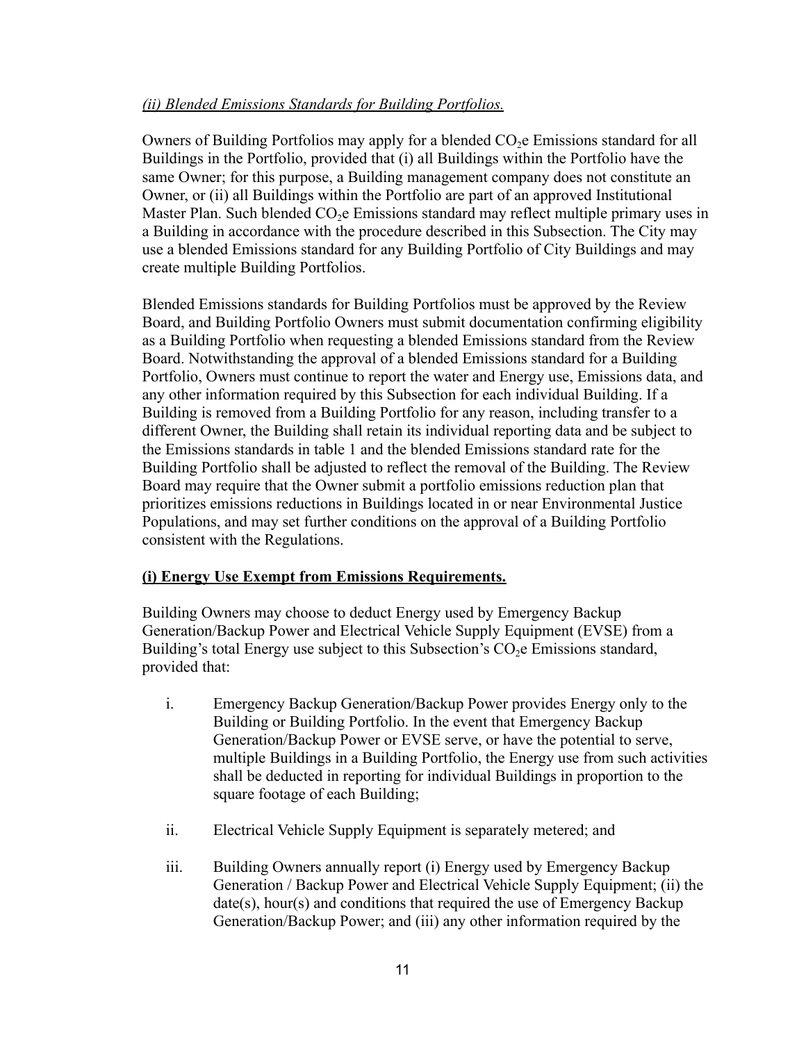*(ii) Blended Emissions Standards for Building Portfolios.*

Owners of Building Portfolios may apply for a blended $CO_2$e Emissions standard for all Buildings in the Portfolio, provided that (i) all Buildings within the Portfolio have the same Owner; for this purpose, a Building management company does not constitute an Owner, or (ii) all Buildings within the Portfolio are part of an approved Institutional Master Plan. Such blended $CO_2$e Emissions standard may reflect multiple primary uses in a Building in accordance with the procedure described in this Subsection. The City may use a blended Emissions standard for any Building Portfolio of City Buildings and may create multiple Building Portfolios.

Blended Emissions standards for Building Portfolios must be approved by the Review Board, and Building Portfolio Owners must submit documentation confirming eligibility as a Building Portfolio when requesting a blended Emissions standard from the Review Board. Notwithstanding the approval of a blended Emissions standard for a Building Portfolio, Owners must continue to report the water and Energy use, Emissions data, and any other information required by this Subsection for each individual Building. If a Building is removed from a Building Portfolio for any reason, including transfer to a different Owner, the Building shall retain its individual reporting data and be subject to the Emissions standards in table 1 and the blended Emissions standard rate for the Building Portfolio shall be adjusted to reflect the removal of the Building. The Review Board may require that the Owner submit a portfolio emissions reduction plan that prioritizes emissions reductions in Buildings located in or near Environmental Justice Populations, and may set further conditions on the approval of a Building Portfolio consistent with the Regulations.

**(i) Energy Use Exempt from Emissions Requirements.**

Building Owners may choose to deduct Energy used by Emergency Backup Generation/Backup Power and Electrical Vehicle Supply Equipment (EVSE) from a Building's total Energy use subject to this Subsection's $CO_2$e Emissions standard, provided that:

i. Emergency Backup Generation/Backup Power provides Energy only to the Building or Building Portfolio. In the event that Emergency Backup Generation/Backup Power or EVSE serve, or have the potential to serve, multiple Buildings in a Building Portfolio, the Energy use from such activities shall be deducted in reporting for individual Buildings in proportion to the square footage of each Building;

ii. Electrical Vehicle Supply Equipment is separately metered; and

iii. Building Owners annually report (i) Energy used by Emergency Backup Generation / Backup Power and Electrical Vehicle Supply Equipment; (ii) the date(s), hour(s) and conditions that required the use of Emergency Backup Generation/Backup Power; and (iii) any other information required by the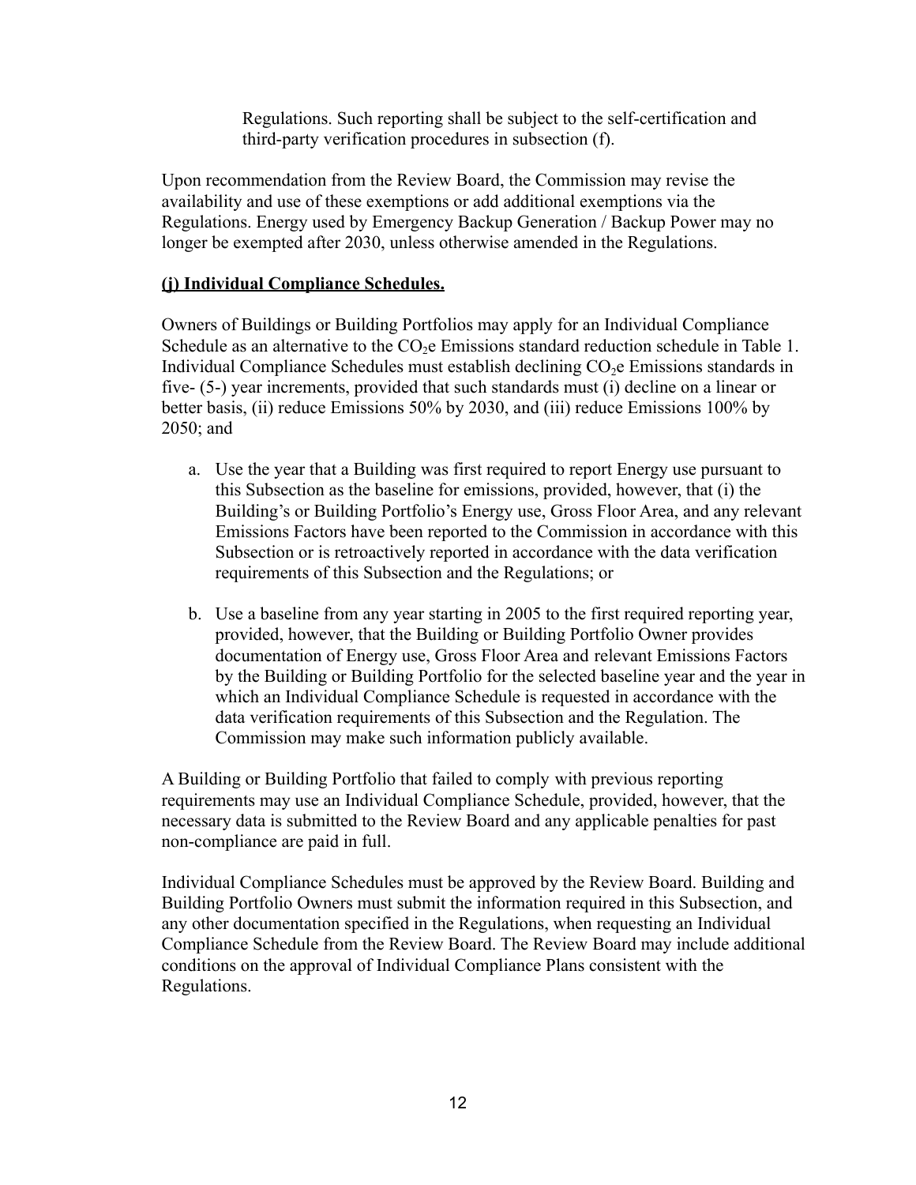Regulations. Such reporting shall be subject to the self-certification and third-party verification procedures in subsection (f).

Upon recommendation from the Review Board, the Commission may revise the availability and use of these exemptions or add additional exemptions via the Regulations. Energy used by Emergency Backup Generation / Backup Power may no longer be exempted after 2030, unless otherwise amended in the Regulations.

**(j) Individual Compliance Schedules.**

Owners of Buildings or Building Portfolios may apply for an Individual Compliance Schedule as an alternative to the $CO_2e$ Emissions standard reduction schedule in Table 1. Individual Compliance Schedules must establish declining $CO_2e$ Emissions standards in five- (5-) year increments, provided that such standards must (i) decline on a linear or better basis, (ii) reduce Emissions 50% by 2030, and (iii) reduce Emissions 100% by 2050; and

a. Use the year that a Building was first required to report Energy use pursuant to this Subsection as the baseline for emissions, provided, however, that (i) the Building's or Building Portfolio's Energy use, Gross Floor Area, and any relevant Emissions Factors have been reported to the Commission in accordance with this Subsection or is retroactively reported in accordance with the data verification requirements of this Subsection and the Regulations; or

b. Use a baseline from any year starting in 2005 to the first required reporting year, provided, however, that the Building or Building Portfolio Owner provides documentation of Energy use, Gross Floor Area and relevant Emissions Factors by the Building or Building Portfolio for the selected baseline year and the year in which an Individual Compliance Schedule is requested in accordance with the data verification requirements of this Subsection and the Regulation. The Commission may make such information publicly available.

A Building or Building Portfolio that failed to comply with previous reporting requirements may use an Individual Compliance Schedule, provided, however, that the necessary data is submitted to the Review Board and any applicable penalties for past non-compliance are paid in full.

Individual Compliance Schedules must be approved by the Review Board. Building and Building Portfolio Owners must submit the information required in this Subsection, and any other documentation specified in the Regulations, when requesting an Individual Compliance Schedule from the Review Board. The Review Board may include additional conditions on the approval of Individual Compliance Plans consistent with the Regulations.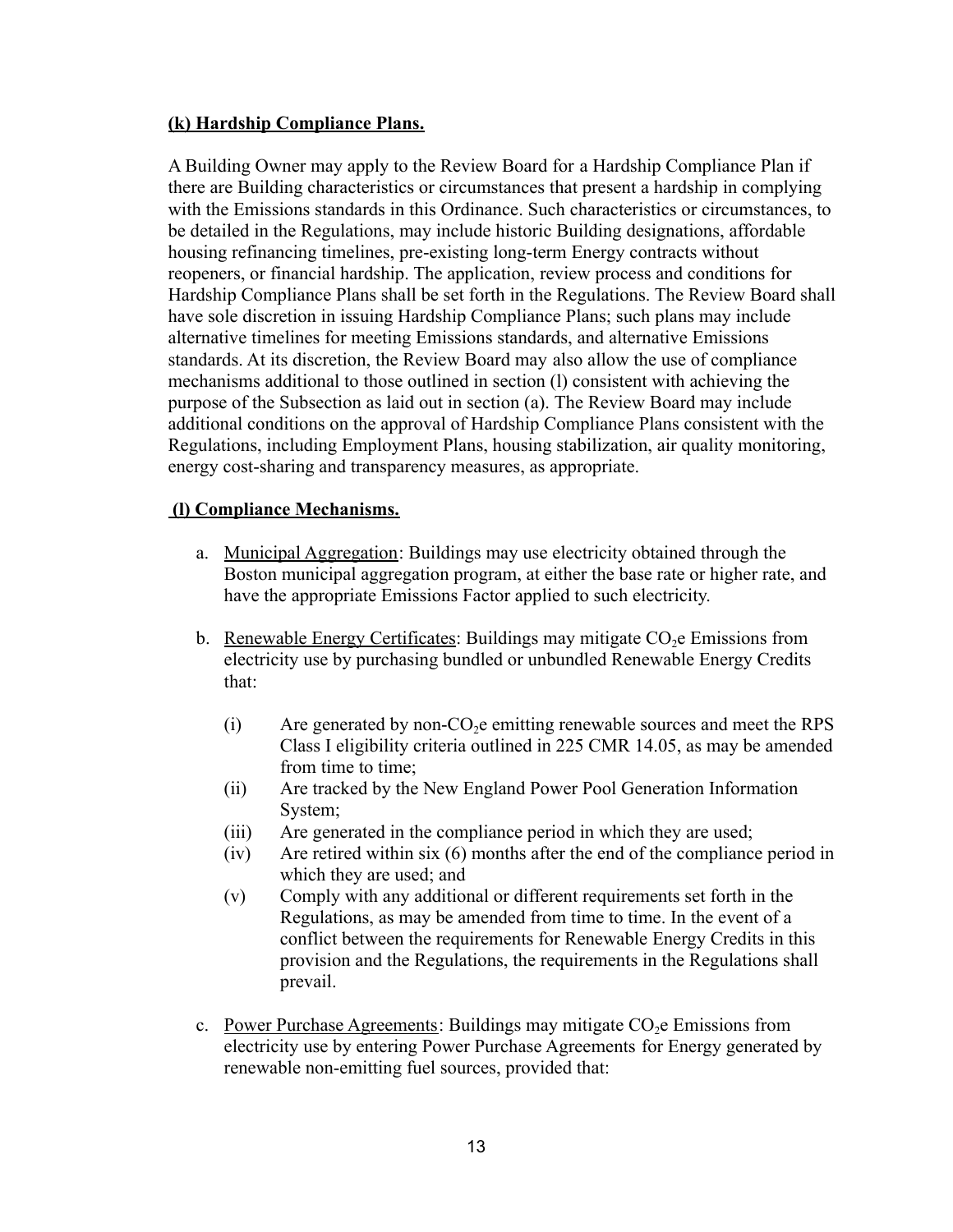**(k) Hardship Compliance Plans.**

A Building Owner may apply to the Review Board for a Hardship Compliance Plan if there are Building characteristics or circumstances that present a hardship in complying with the Emissions standards in this Ordinance. Such characteristics or circumstances, to be detailed in the Regulations, may include historic Building designations, affordable housing refinancing timelines, pre-existing long-term Energy contracts without reopeners, or financial hardship. The application, review process and conditions for Hardship Compliance Plans shall be set forth in the Regulations. The Review Board shall have sole discretion in issuing Hardship Compliance Plans; such plans may include alternative timelines for meeting Emissions standards, and alternative Emissions standards. At its discretion, the Review Board may also allow the use of compliance mechanisms additional to those outlined in section (l) consistent with achieving the purpose of the Subsection as laid out in section (a). The Review Board may include additional conditions on the approval of Hardship Compliance Plans consistent with the Regulations, including Employment Plans, housing stabilization, air quality monitoring, energy cost-sharing and transparency measures, as appropriate.

**(l) Compliance Mechanisms.**

a. Municipal Aggregation: Buildings may use electricity obtained through the Boston municipal aggregation program, at either the base rate or higher rate, and have the appropriate Emissions Factor applied to such electricity.

b. Renewable Energy Certificates: Buildings may mitigate $CO_2$e Emissions from electricity use by purchasing bundled or unbundled Renewable Energy Credits that:

   (i) Are generated by non-$CO_2$e emitting renewable sources and meet the RPS Class I eligibility criteria outlined in 225 CMR 14.05, as may be amended from time to time;

   (ii) Are tracked by the New England Power Pool Generation Information System;

   (iii) Are generated in the compliance period in which they are used;

   (iv) Are retired within six (6) months after the end of the compliance period in which they are used; and

   (v) Comply with any additional or different requirements set forth in the Regulations, as may be amended from time to time. In the event of a conflict between the requirements for Renewable Energy Credits in this provision and the Regulations, the requirements in the Regulations shall prevail.

c. Power Purchase Agreements: Buildings may mitigate $CO_2$e Emissions from electricity use by entering Power Purchase Agreements for Energy generated by renewable non-emitting fuel sources, provided that: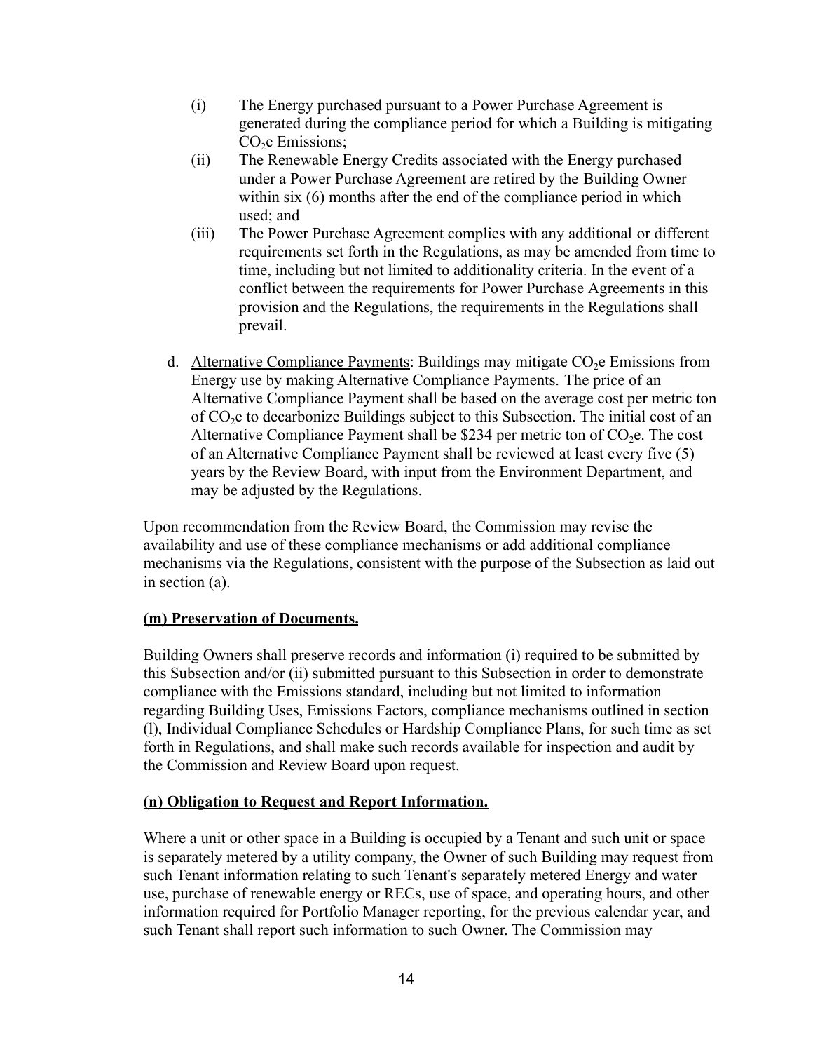(i) The Energy purchased pursuant to a Power Purchase Agreement is generated during the compliance period for which a Building is mitigating $CO_2e$ Emissions;

(ii) The Renewable Energy Credits associated with the Energy purchased under a Power Purchase Agreement are retired by the Building Owner within six (6) months after the end of the compliance period in which used; and

(iii) The Power Purchase Agreement complies with any additional or different requirements set forth in the Regulations, as may be amended from time to time, including but not limited to additionality criteria. In the event of a conflict between the requirements for Power Purchase Agreements in this provision and the Regulations, the requirements in the Regulations shall prevail.

d. Alternative Compliance Payments: Buildings may mitigate $CO_2e$ Emissions from Energy use by making Alternative Compliance Payments. The price of an Alternative Compliance Payment shall be based on the average cost per metric ton of $CO_2e$ to decarbonize Buildings subject to this Subsection. The initial cost of an Alternative Compliance Payment shall be $234 per metric ton of $CO_2e$. The cost of an Alternative Compliance Payment shall be reviewed at least every five (5) years by the Review Board, with input from the Environment Department, and may be adjusted by the Regulations.

Upon recommendation from the Review Board, the Commission may revise the availability and use of these compliance mechanisms or add additional compliance mechanisms via the Regulations, consistent with the purpose of the Subsection as laid out in section (a).

**(m) Preservation of Documents.**

Building Owners shall preserve records and information (i) required to be submitted by this Subsection and/or (ii) submitted pursuant to this Subsection in order to demonstrate compliance with the Emissions standard, including but not limited to information regarding Building Uses, Emissions Factors, compliance mechanisms outlined in section (l), Individual Compliance Schedules or Hardship Compliance Plans, for such time as set forth in Regulations, and shall make such records available for inspection and audit by the Commission and Review Board upon request.

**(n) Obligation to Request and Report Information.**

Where a unit or other space in a Building is occupied by a Tenant and such unit or space is separately metered by a utility company, the Owner of such Building may request from such Tenant information relating to such Tenant's separately metered Energy and water use, purchase of renewable energy or RECs, use of space, and operating hours, and other information required for Portfolio Manager reporting, for the previous calendar year, and such Tenant shall report such information to such Owner. The Commission may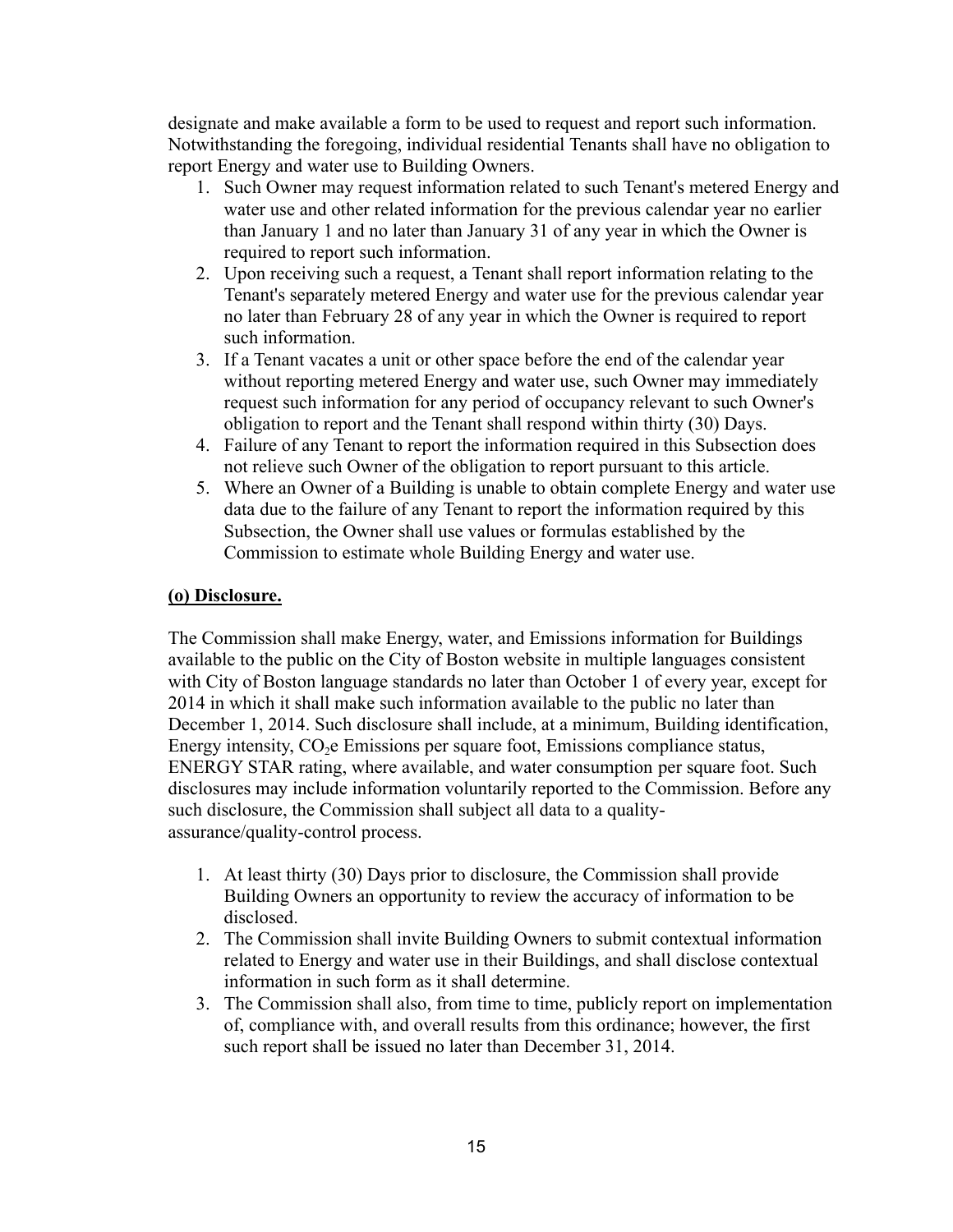designate and make available a form to be used to request and report such information. Notwithstanding the foregoing, individual residential Tenants shall have no obligation to report Energy and water use to Building Owners.

1. Such Owner may request information related to such Tenant's metered Energy and water use and other related information for the previous calendar year no earlier than January 1 and no later than January 31 of any year in which the Owner is required to report such information.
2. Upon receiving such a request, a Tenant shall report information relating to the Tenant's separately metered Energy and water use for the previous calendar year no later than February 28 of any year in which the Owner is required to report such information.
3. If a Tenant vacates a unit or other space before the end of the calendar year without reporting metered Energy and water use, such Owner may immediately request such information for any period of occupancy relevant to such Owner's obligation to report and the Tenant shall respond within thirty (30) Days.
4. Failure of any Tenant to report the information required in this Subsection does not relieve such Owner of the obligation to report pursuant to this article.
5. Where an Owner of a Building is unable to obtain complete Energy and water use data due to the failure of any Tenant to report the information required by this Subsection, the Owner shall use values or formulas established by the Commission to estimate whole Building Energy and water use.

**(o) Disclosure.**

The Commission shall make Energy, water, and Emissions information for Buildings available to the public on the City of Boston website in multiple languages consistent with City of Boston language standards no later than October 1 of every year, except for 2014 in which it shall make such information available to the public no later than December 1, 2014. Such disclosure shall include, at a minimum, Building identification, Energy intensity, $CO_2$e Emissions per square foot, Emissions compliance status, ENERGY STAR rating, where available, and water consumption per square foot. Such disclosures may include information voluntarily reported to the Commission. Before any such disclosure, the Commission shall subject all data to a quality-assurance/quality-control process.

1. At least thirty (30) Days prior to disclosure, the Commission shall provide Building Owners an opportunity to review the accuracy of information to be disclosed.
2. The Commission shall invite Building Owners to submit contextual information related to Energy and water use in their Buildings, and shall disclose contextual information in such form as it shall determine.
3. The Commission shall also, from time to time, publicly report on implementation of, compliance with, and overall results from this ordinance; however, the first such report shall be issued no later than December 31, 2014.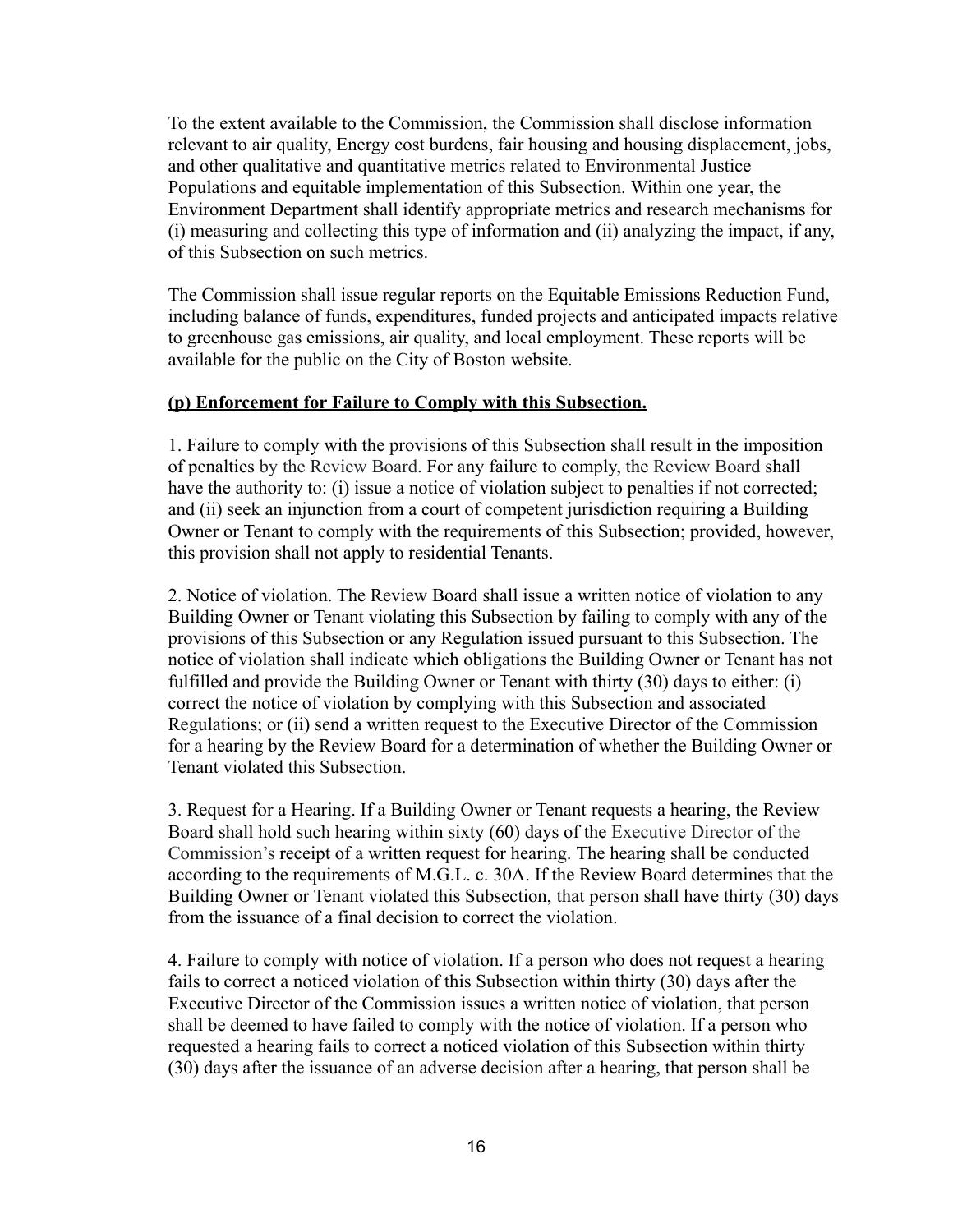To the extent available to the Commission, the Commission shall disclose information relevant to air quality, Energy cost burdens, fair housing and housing displacement, jobs, and other qualitative and quantitative metrics related to Environmental Justice Populations and equitable implementation of this Subsection. Within one year, the Environment Department shall identify appropriate metrics and research mechanisms for (i) measuring and collecting this type of information and (ii) analyzing the impact, if any, of this Subsection on such metrics.

The Commission shall issue regular reports on the Equitable Emissions Reduction Fund, including balance of funds, expenditures, funded projects and anticipated impacts relative to greenhouse gas emissions, air quality, and local employment. These reports will be available for the public on the City of Boston website.

**(p) Enforcement for Failure to Comply with this Subsection.**

1. Failure to comply with the provisions of this Subsection shall result in the imposition of penalties by the Review Board. For any failure to comply, the Review Board shall have the authority to: (i) issue a notice of violation subject to penalties if not corrected; and (ii) seek an injunction from a court of competent jurisdiction requiring a Building Owner or Tenant to comply with the requirements of this Subsection; provided, however, this provision shall not apply to residential Tenants.

2. Notice of violation. The Review Board shall issue a written notice of violation to any Building Owner or Tenant violating this Subsection by failing to comply with any of the provisions of this Subsection or any Regulation issued pursuant to this Subsection. The notice of violation shall indicate which obligations the Building Owner or Tenant has not fulfilled and provide the Building Owner or Tenant with thirty (30) days to either: (i) correct the notice of violation by complying with this Subsection and associated Regulations; or (ii) send a written request to the Executive Director of the Commission for a hearing by the Review Board for a determination of whether the Building Owner or Tenant violated this Subsection.

3. Request for a Hearing. If a Building Owner or Tenant requests a hearing, the Review Board shall hold such hearing within sixty (60) days of the Executive Director of the Commission's receipt of a written request for hearing. The hearing shall be conducted according to the requirements of M.G.L. c. 30A. If the Review Board determines that the Building Owner or Tenant violated this Subsection, that person shall have thirty (30) days from the issuance of a final decision to correct the violation.

4. Failure to comply with notice of violation. If a person who does not request a hearing fails to correct a noticed violation of this Subsection within thirty (30) days after the Executive Director of the Commission issues a written notice of violation, that person shall be deemed to have failed to comply with the notice of violation. If a person who requested a hearing fails to correct a noticed violation of this Subsection within thirty (30) days after the issuance of an adverse decision after a hearing, that person shall be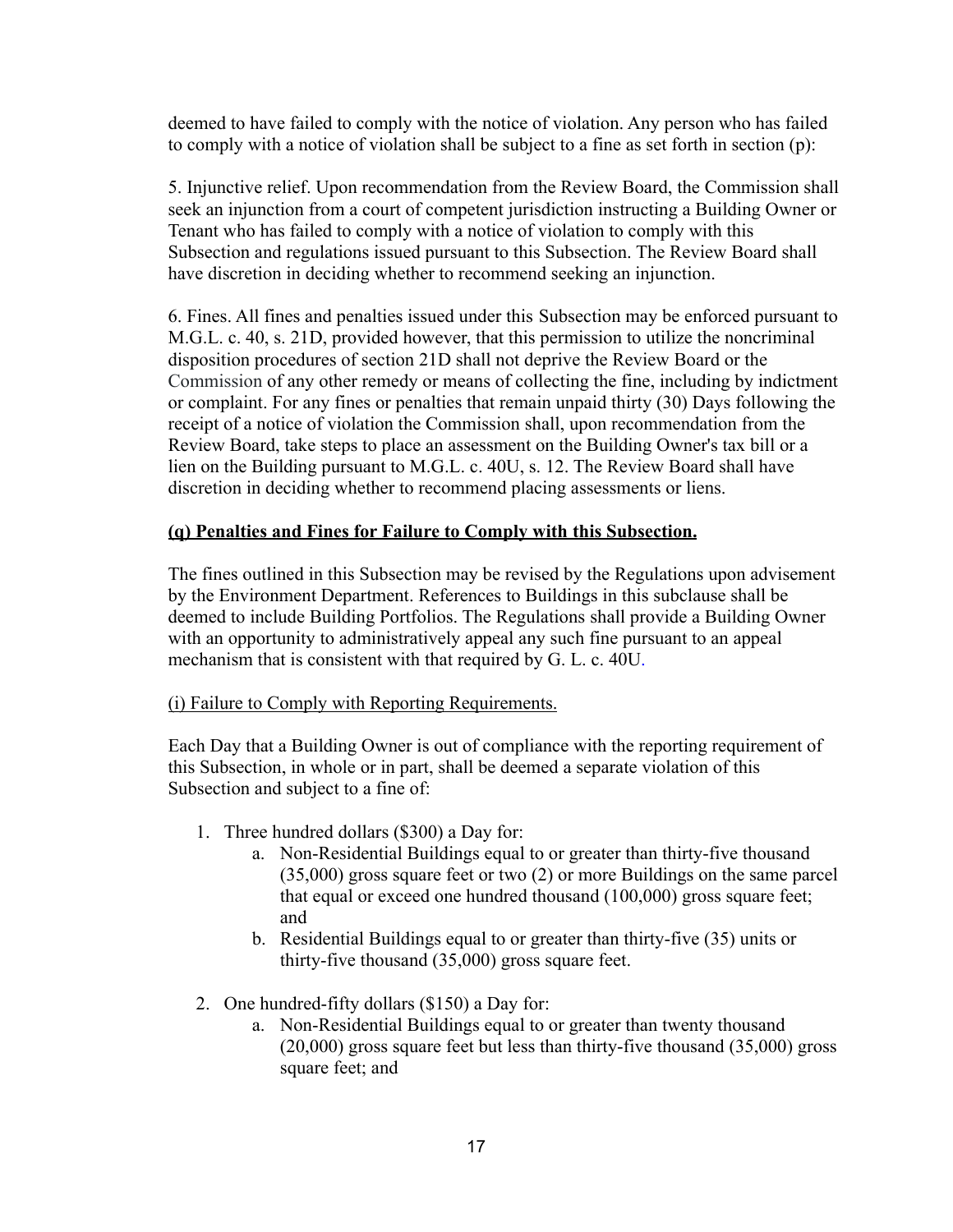deemed to have failed to comply with the notice of violation. Any person who has failed to comply with a notice of violation shall be subject to a fine as set forth in section (p):

5. Injunctive relief. Upon recommendation from the Review Board, the Commission shall seek an injunction from a court of competent jurisdiction instructing a Building Owner or Tenant who has failed to comply with a notice of violation to comply with this Subsection and regulations issued pursuant to this Subsection. The Review Board shall have discretion in deciding whether to recommend seeking an injunction.

6. Fines. All fines and penalties issued under this Subsection may be enforced pursuant to M.G.L. c. 40, s. 21D, provided however, that this permission to utilize the noncriminal disposition procedures of section 21D shall not deprive the Review Board or the Commission of any other remedy or means of collecting the fine, including by indictment or complaint. For any fines or penalties that remain unpaid thirty (30) Days following the receipt of a notice of violation the Commission shall, upon recommendation from the Review Board, take steps to place an assessment on the Building Owner's tax bill or a lien on the Building pursuant to M.G.L. c. 40U, s. 12. The Review Board shall have discretion in deciding whether to recommend placing assessments or liens.

**(q) Penalties and Fines for Failure to Comply with this Subsection.**

The fines outlined in this Subsection may be revised by the Regulations upon advisement by the Environment Department. References to Buildings in this subclause shall be deemed to include Building Portfolios. The Regulations shall provide a Building Owner with an opportunity to administratively appeal any such fine pursuant to an appeal mechanism that is consistent with that required by G. L. c. 40U.

(i) Failure to Comply with Reporting Requirements.

Each Day that a Building Owner is out of compliance with the reporting requirement of this Subsection, in whole or in part, shall be deemed a separate violation of this Subsection and subject to a fine of:

1. Three hundred dollars ($300) a Day for:
   a. Non-Residential Buildings equal to or greater than thirty-five thousand (35,000) gross square feet or two (2) or more Buildings on the same parcel that equal or exceed one hundred thousand (100,000) gross square feet; and
   b. Residential Buildings equal to or greater than thirty-five (35) units or thirty-five thousand (35,000) gross square feet.

2. One hundred-fifty dollars ($150) a Day for:
   a. Non-Residential Buildings equal to or greater than twenty thousand (20,000) gross square feet but less than thirty-five thousand (35,000) gross square feet; and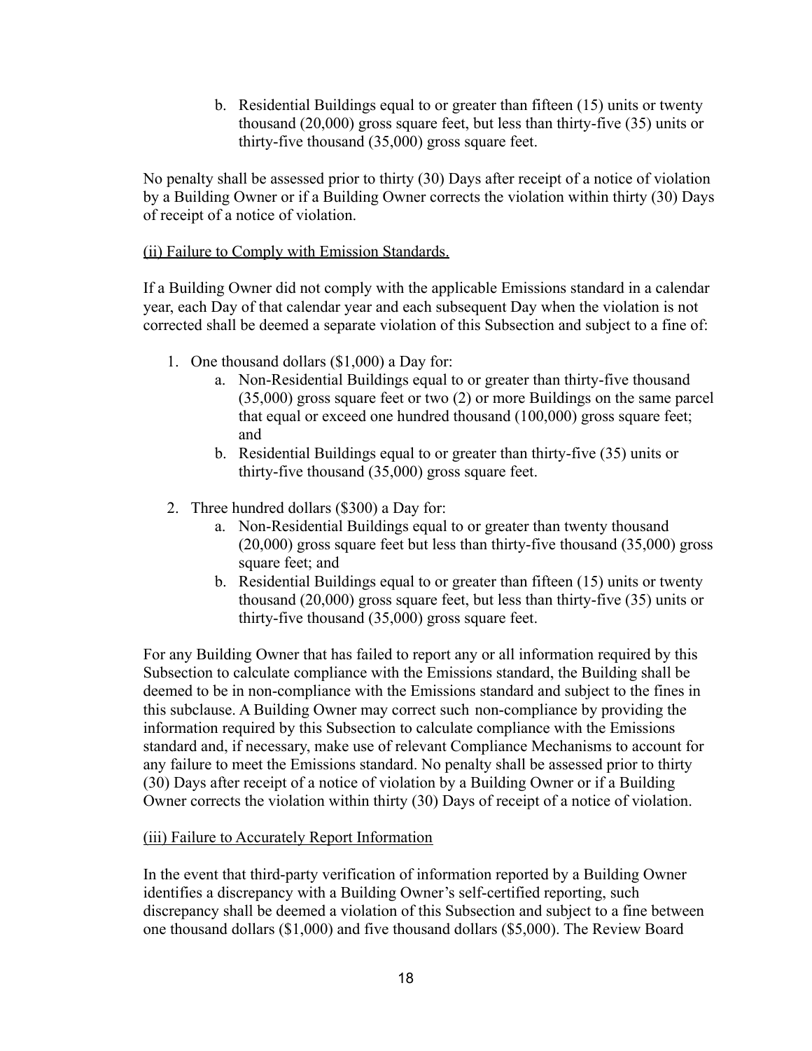b. Residential Buildings equal to or greater than fifteen (15) units or twenty thousand (20,000) gross square feet, but less than thirty-five (35) units or thirty-five thousand (35,000) gross square feet.

No penalty shall be assessed prior to thirty (30) Days after receipt of a notice of violation by a Building Owner or if a Building Owner corrects the violation within thirty (30) Days of receipt of a notice of violation.

<u>(ii) Failure to Comply with Emission Standards.</u>

If a Building Owner did not comply with the applicable Emissions standard in a calendar year, each Day of that calendar year and each subsequent Day when the violation is not corrected shall be deemed a separate violation of this Subsection and subject to a fine of:

1. One thousand dollars ($1,000) a Day for:
    a. Non-Residential Buildings equal to or greater than thirty-five thousand (35,000) gross square feet or two (2) or more Buildings on the same parcel that equal or exceed one hundred thousand (100,000) gross square feet; and
    b. Residential Buildings equal to or greater than thirty-five (35) units or thirty-five thousand (35,000) gross square feet.
2. Three hundred dollars ($300) a Day for:
    a. Non-Residential Buildings equal to or greater than twenty thousand (20,000) gross square feet but less than thirty-five thousand (35,000) gross square feet; and
    b. Residential Buildings equal to or greater than fifteen (15) units or twenty thousand (20,000) gross square feet, but less than thirty-five (35) units or thirty-five thousand (35,000) gross square feet.

For any Building Owner that has failed to report any or all information required by this Subsection to calculate compliance with the Emissions standard, the Building shall be deemed to be in non-compliance with the Emissions standard and subject to the fines in this subclause. A Building Owner may correct such non-compliance by providing the information required by this Subsection to calculate compliance with the Emissions standard and, if necessary, make use of relevant Compliance Mechanisms to account for any failure to meet the Emissions standard. No penalty shall be assessed prior to thirty (30) Days after receipt of a notice of violation by a Building Owner or if a Building Owner corrects the violation within thirty (30) Days of receipt of a notice of violation.

<u>(iii) Failure to Accurately Report Information</u>

In the event that third-party verification of information reported by a Building Owner identifies a discrepancy with a Building Owner's self-certified reporting, such discrepancy shall be deemed a violation of this Subsection and subject to a fine between one thousand dollars ($1,000) and five thousand dollars ($5,000). The Review Board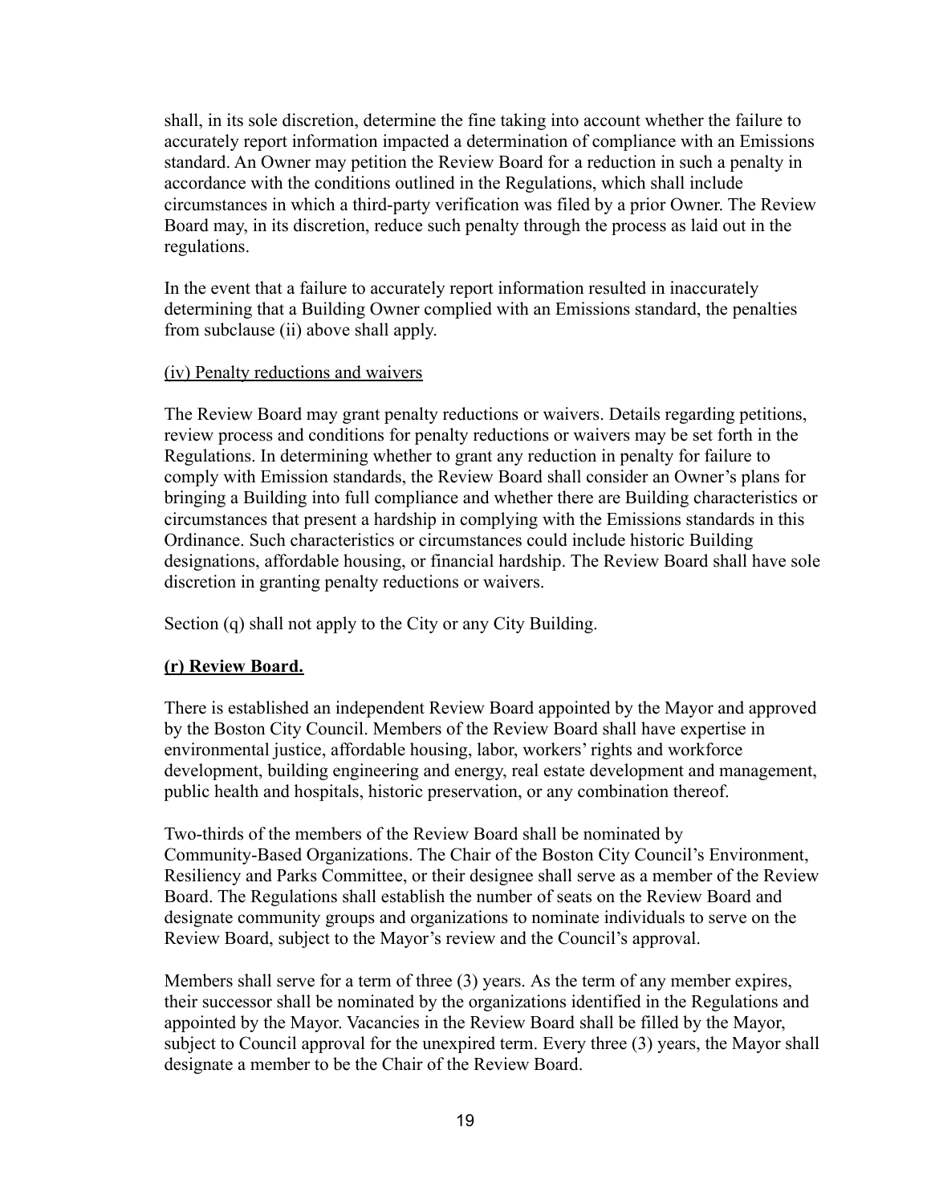shall, in its sole discretion, determine the fine taking into account whether the failure to accurately report information impacted a determination of compliance with an Emissions standard. An Owner may petition the Review Board for a reduction in such a penalty in accordance with the conditions outlined in the Regulations, which shall include circumstances in which a third-party verification was filed by a prior Owner. The Review Board may, in its discretion, reduce such penalty through the process as laid out in the regulations.

In the event that a failure to accurately report information resulted in inaccurately determining that a Building Owner complied with an Emissions standard, the penalties from subclause (ii) above shall apply.

(iv) Penalty reductions and waivers

The Review Board may grant penalty reductions or waivers. Details regarding petitions, review process and conditions for penalty reductions or waivers may be set forth in the Regulations. In determining whether to grant any reduction in penalty for failure to comply with Emission standards, the Review Board shall consider an Owner's plans for bringing a Building into full compliance and whether there are Building characteristics or circumstances that present a hardship in complying with the Emissions standards in this Ordinance. Such characteristics or circumstances could include historic Building designations, affordable housing, or financial hardship. The Review Board shall have sole discretion in granting penalty reductions or waivers.

Section (q) shall not apply to the City or any City Building.

**(r) Review Board.**

There is established an independent Review Board appointed by the Mayor and approved by the Boston City Council. Members of the Review Board shall have expertise in environmental justice, affordable housing, labor, workers' rights and workforce development, building engineering and energy, real estate development and management, public health and hospitals, historic preservation, or any combination thereof.

Two-thirds of the members of the Review Board shall be nominated by Community-Based Organizations. The Chair of the Boston City Council's Environment, Resiliency and Parks Committee, or their designee shall serve as a member of the Review Board. The Regulations shall establish the number of seats on the Review Board and designate community groups and organizations to nominate individuals to serve on the Review Board, subject to the Mayor's review and the Council's approval.

Members shall serve for a term of three (3) years. As the term of any member expires, their successor shall be nominated by the organizations identified in the Regulations and appointed by the Mayor. Vacancies in the Review Board shall be filled by the Mayor, subject to Council approval for the unexpired term. Every three (3) years, the Mayor shall designate a member to be the Chair of the Review Board.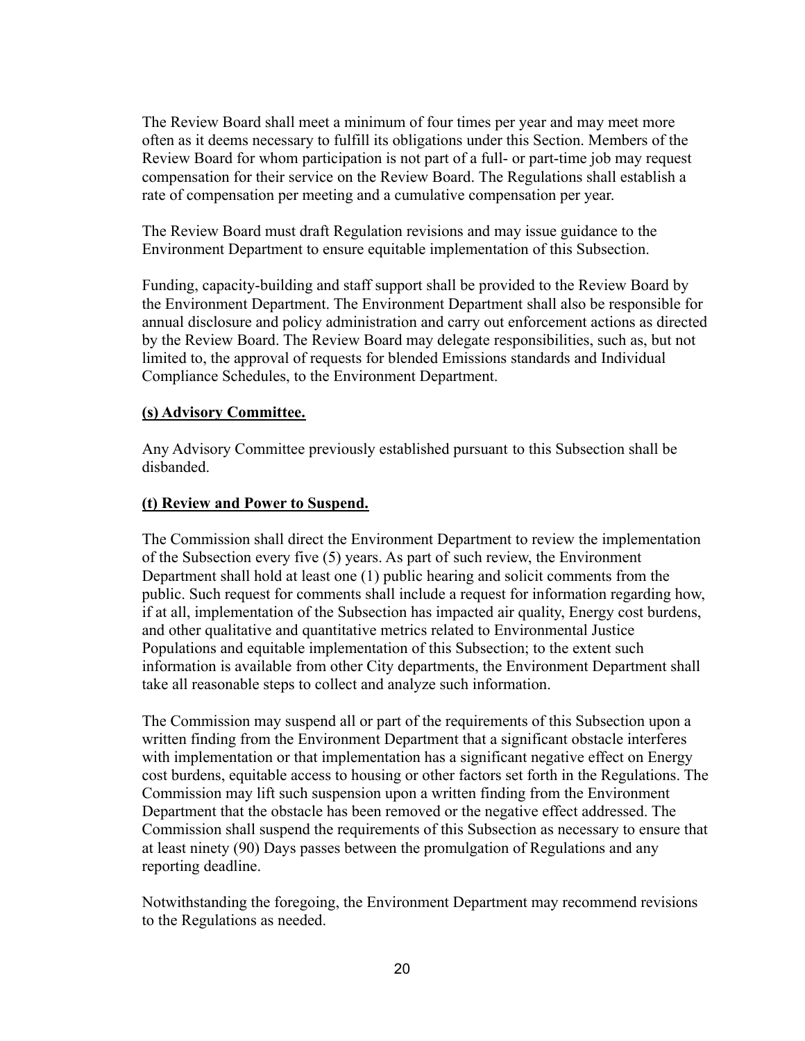The Review Board shall meet a minimum of four times per year and may meet more often as it deems necessary to fulfill its obligations under this Section. Members of the Review Board for whom participation is not part of a full- or part-time job may request compensation for their service on the Review Board. The Regulations shall establish a rate of compensation per meeting and a cumulative compensation per year.

The Review Board must draft Regulation revisions and may issue guidance to the Environment Department to ensure equitable implementation of this Subsection.

Funding, capacity-building and staff support shall be provided to the Review Board by the Environment Department. The Environment Department shall also be responsible for annual disclosure and policy administration and carry out enforcement actions as directed by the Review Board. The Review Board may delegate responsibilities, such as, but not limited to, the approval of requests for blended Emissions standards and Individual Compliance Schedules, to the Environment Department.

**(s) Advisory Committee.**

Any Advisory Committee previously established pursuant to this Subsection shall be disbanded.

**(t) Review and Power to Suspend.**

The Commission shall direct the Environment Department to review the implementation of the Subsection every five (5) years. As part of such review, the Environment Department shall hold at least one (1) public hearing and solicit comments from the public. Such request for comments shall include a request for information regarding how, if at all, implementation of the Subsection has impacted air quality, Energy cost burdens, and other qualitative and quantitative metrics related to Environmental Justice Populations and equitable implementation of this Subsection; to the extent such information is available from other City departments, the Environment Department shall take all reasonable steps to collect and analyze such information.

The Commission may suspend all or part of the requirements of this Subsection upon a written finding from the Environment Department that a significant obstacle interferes with implementation or that implementation has a significant negative effect on Energy cost burdens, equitable access to housing or other factors set forth in the Regulations. The Commission may lift such suspension upon a written finding from the Environment Department that the obstacle has been removed or the negative effect addressed. The Commission shall suspend the requirements of this Subsection as necessary to ensure that at least ninety (90) Days passes between the promulgation of Regulations and any reporting deadline.

Notwithstanding the foregoing, the Environment Department may recommend revisions to the Regulations as needed.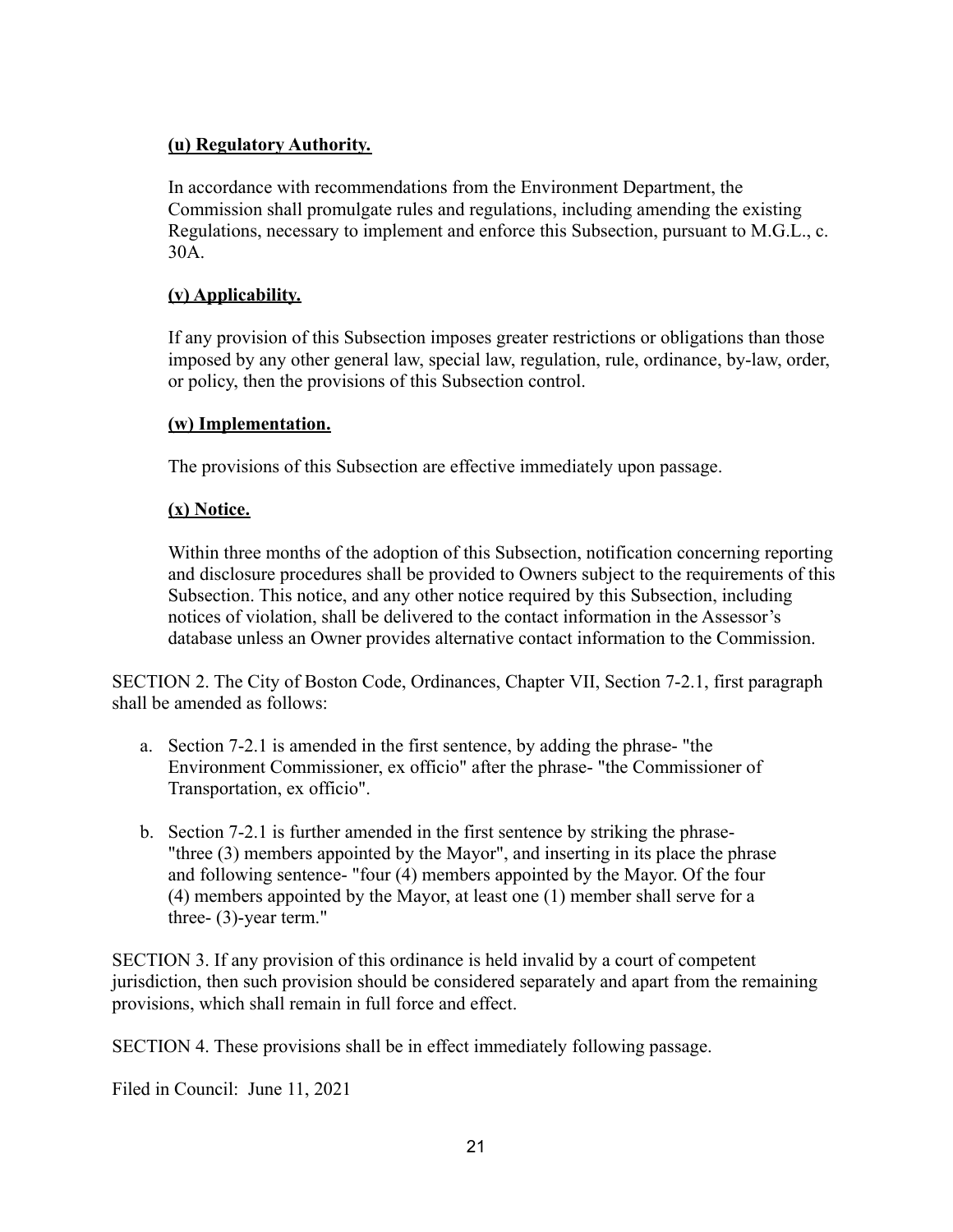**(u) Regulatory Authority.**

In accordance with recommendations from the Environment Department, the Commission shall promulgate rules and regulations, including amending the existing Regulations, necessary to implement and enforce this Subsection, pursuant to M.G.L., c. 30A.

**(v) Applicability.**

If any provision of this Subsection imposes greater restrictions or obligations than those imposed by any other general law, special law, regulation, rule, ordinance, by-law, order, or policy, then the provisions of this Subsection control.

**(w) Implementation.**

The provisions of this Subsection are effective immediately upon passage.

**(x) Notice.**

Within three months of the adoption of this Subsection, notification concerning reporting and disclosure procedures shall be provided to Owners subject to the requirements of this Subsection. This notice, and any other notice required by this Subsection, including notices of violation, shall be delivered to the contact information in the Assessor's database unless an Owner provides alternative contact information to the Commission.

SECTION 2. The City of Boston Code, Ordinances, Chapter VII, Section 7-2.1, first paragraph shall be amended as follows:

a. Section 7-2.1 is amended in the first sentence, by adding the phrase- "the Environment Commissioner, ex officio" after the phrase- "the Commissioner of Transportation, ex officio".

b. Section 7-2.1 is further amended in the first sentence by striking the phrase- "three (3) members appointed by the Mayor", and inserting in its place the phrase and following sentence- "four (4) members appointed by the Mayor. Of the four (4) members appointed by the Mayor, at least one (1) member shall serve for a three- (3)-year term."

SECTION 3. If any provision of this ordinance is held invalid by a court of competent jurisdiction, then such provision should be considered separately and apart from the remaining provisions, which shall remain in full force and effect.

SECTION 4. These provisions shall be in effect immediately following passage.

Filed in Council: June 11, 2021